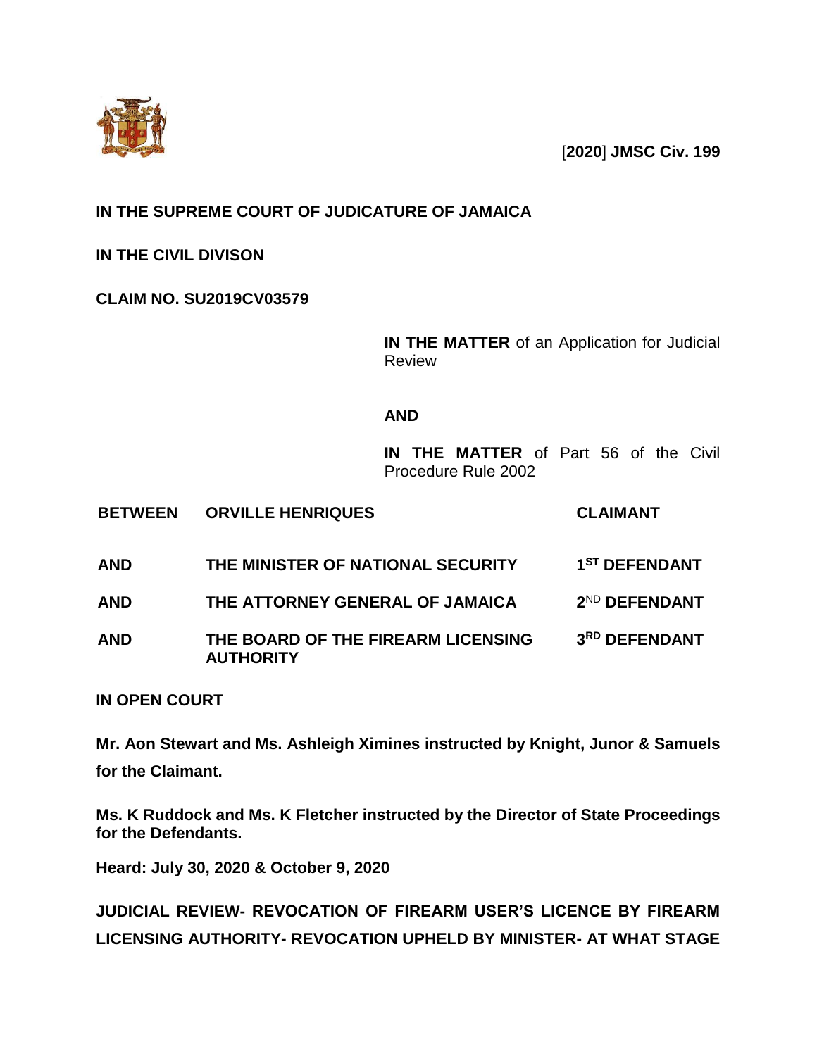[**2020**] **JMSC Civ. 199**

**IN THE SUPREME COURT OF JUDICATURE OF JAMAICA**

**IN THE CIVIL DIVISON**

**CLAIM NO. SU2019CV03579**

**IN THE MATTER** of an Application for Judicial Review

**AND**

**IN THE MATTER** of Part 56 of the Civil Procedure Rule 2002

| | | |
|---|---|---|
| **BETWEEN** | **ORVILLE HENRIQUES** | **CLAIMANT** |
| **AND** | **THE MINISTER OF NATIONAL SECURITY** | **1ST DEFENDANT** |
| **AND** | **THE ATTORNEY GENERAL OF JAMAICA** | **2ND DEFENDANT** |
| **AND** | **THE BOARD OF THE FIREARM LICENSING AUTHORITY** | **3RD DEFENDANT** |

**IN OPEN COURT**

**Mr. Aon Stewart and Ms. Ashleigh Ximines instructed by Knight, Junor & Samuels for the Claimant.**

**Ms. K Ruddock and Ms. K Fletcher instructed by the Director of State Proceedings for the Defendants.**

**Heard: July 30, 2020 & October 9, 2020**

**JUDICIAL REVIEW- REVOCATION OF FIREARM USER'S LICENCE BY FIREARM LICENSING AUTHORITY- REVOCATION UPHELD BY MINISTER- AT WHAT STAGE**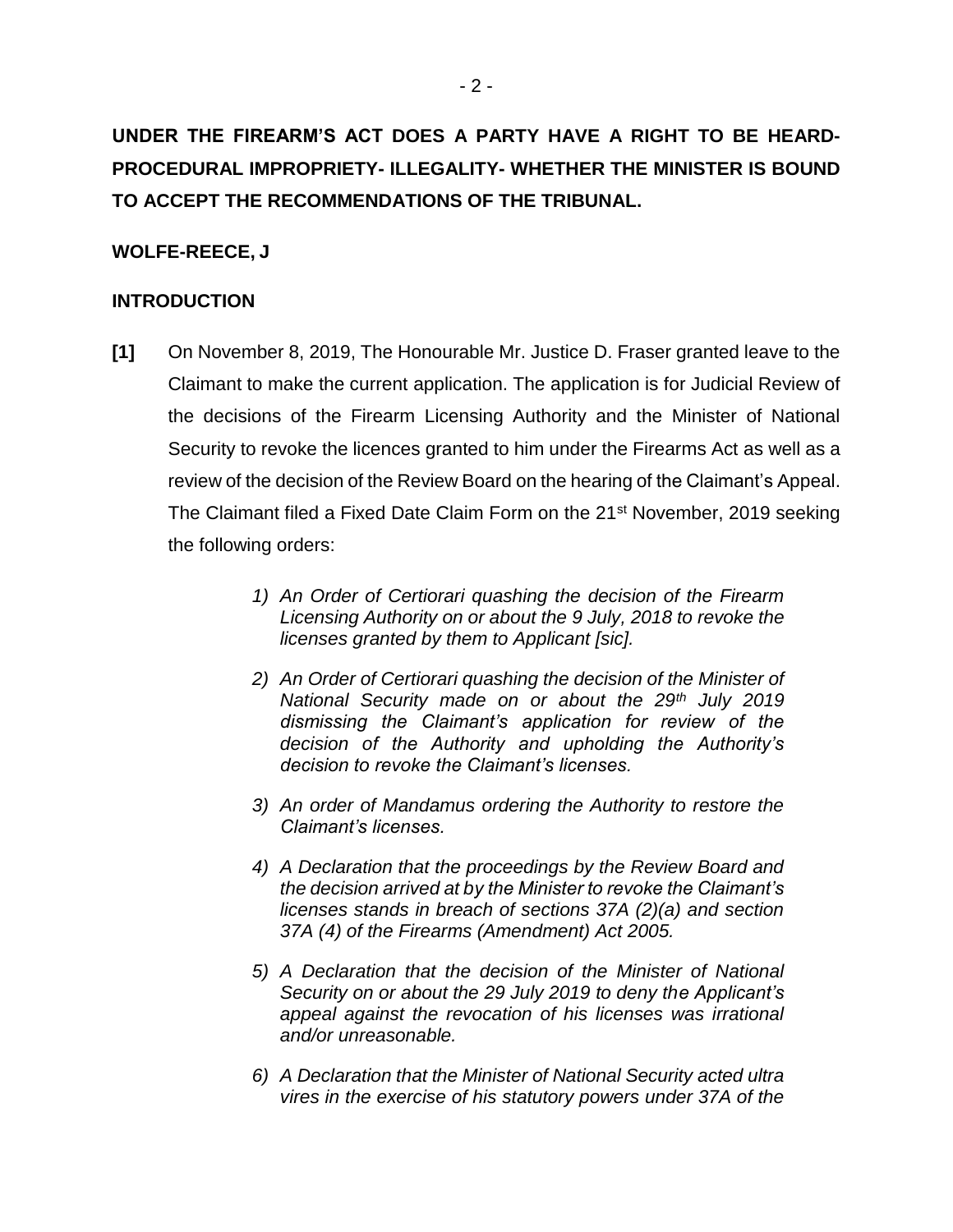**UNDER THE FIREARM'S ACT DOES A PARTY HAVE A RIGHT TO BE HEARD- PROCEDURAL IMPROPRIETY- ILLEGALITY- WHETHER THE MINISTER IS BOUND TO ACCEPT THE RECOMMENDATIONS OF THE TRIBUNAL.**

**WOLFE-REECE, J**

**INTRODUCTION**

**[1]** On November 8, 2019, The Honourable Mr. Justice D. Fraser granted leave to the Claimant to make the current application. The application is for Judicial Review of the decisions of the Firearm Licensing Authority and the Minister of National Security to revoke the licences granted to him under the Firearms Act as well as a review of the decision of the Review Board on the hearing of the Claimant's Appeal. The Claimant filed a Fixed Date Claim Form on the 21st November, 2019 seeking the following orders:

> 1) *An Order of Certiorari quashing the decision of the Firearm Licensing Authority on or about the 9 July, 2018 to revoke the licenses granted by them to Applicant [sic].*
>
> 2) *An Order of Certiorari quashing the decision of the Minister of National Security made on or about the 29th July 2019 dismissing the Claimant's application for review of the decision of the Authority and upholding the Authority's decision to revoke the Claimant's licenses.*
>
> 3) *An order of Mandamus ordering the Authority to restore the Claimant's licenses.*
>
> 4) *A Declaration that the proceedings by the Review Board and the decision arrived at by the Minister to revoke the Claimant's licenses stands in breach of sections 37A (2)(a) and section 37A (4) of the Firearms (Amendment) Act 2005.*
>
> 5) *A Declaration that the decision of the Minister of National Security on or about the 29 July 2019 to deny the Applicant's appeal against the revocation of his licenses was irrational and/or unreasonable.*
>
> 6) *A Declaration that the Minister of National Security acted ultra vires in the exercise of his statutory powers under 37A of the*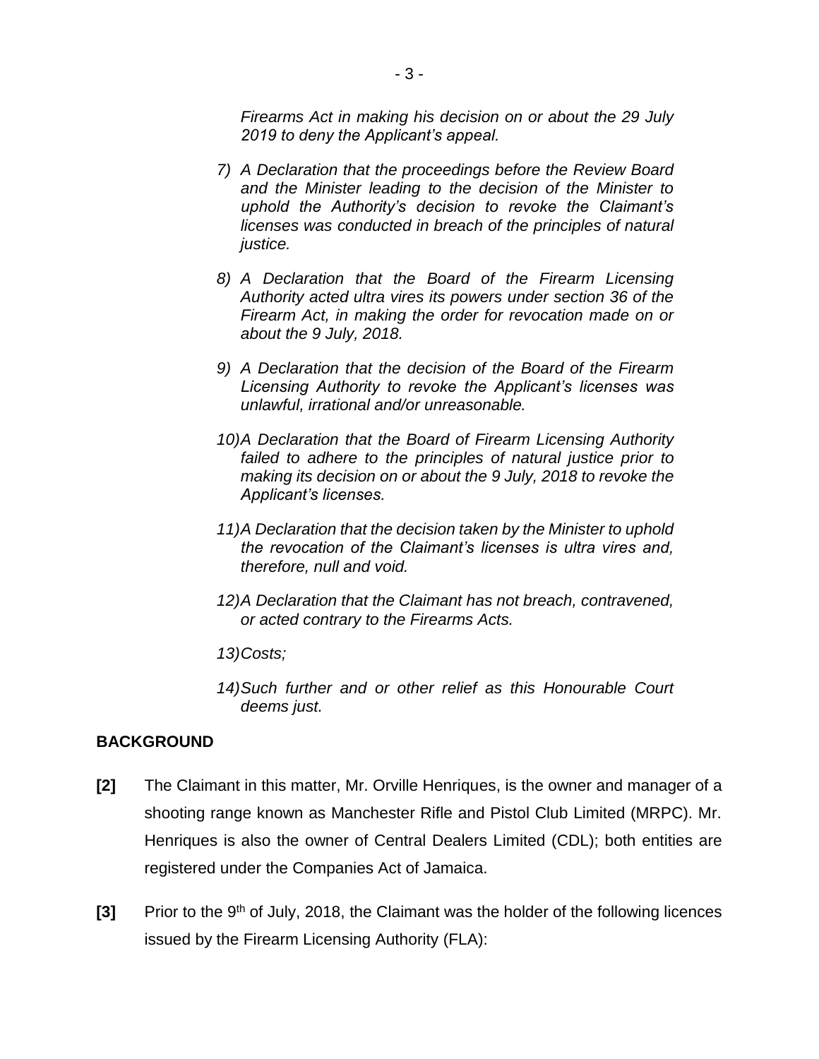*Firearms Act in making his decision on or about the 29 July 2019 to deny the Applicant's appeal.*

7) *A Declaration that the proceedings before the Review Board and the Minister leading to the decision of the Minister to uphold the Authority's decision to revoke the Claimant's licenses was conducted in breach of the principles of natural justice.*

8) *A Declaration that the Board of the Firearm Licensing Authority acted ultra vires its powers under section 36 of the Firearm Act, in making the order for revocation made on or about the 9 July, 2018.*

9) *A Declaration that the decision of the Board of the Firearm Licensing Authority to revoke the Applicant's licenses was unlawful, irrational and/or unreasonable.*

10) *A Declaration that the Board of Firearm Licensing Authority failed to adhere to the principles of natural justice prior to making its decision on or about the 9 July, 2018 to revoke the Applicant's licenses.*

11) *A Declaration that the decision taken by the Minister to uphold the revocation of the Claimant's licenses is ultra vires and, therefore, null and void.*

12) *A Declaration that the Claimant has not breach, contravened, or acted contrary to the Firearms Acts.*

13) *Costs;*

14) *Such further and or other relief as this Honourable Court deems just.*

## BACKGROUND

**[2]** The Claimant in this matter, Mr. Orville Henriques, is the owner and manager of a shooting range known as Manchester Rifle and Pistol Club Limited (MRPC). Mr. Henriques is also the owner of Central Dealers Limited (CDL); both entities are registered under the Companies Act of Jamaica.

**[3]** Prior to the 9th of July, 2018, the Claimant was the holder of the following licences issued by the Firearm Licensing Authority (FLA):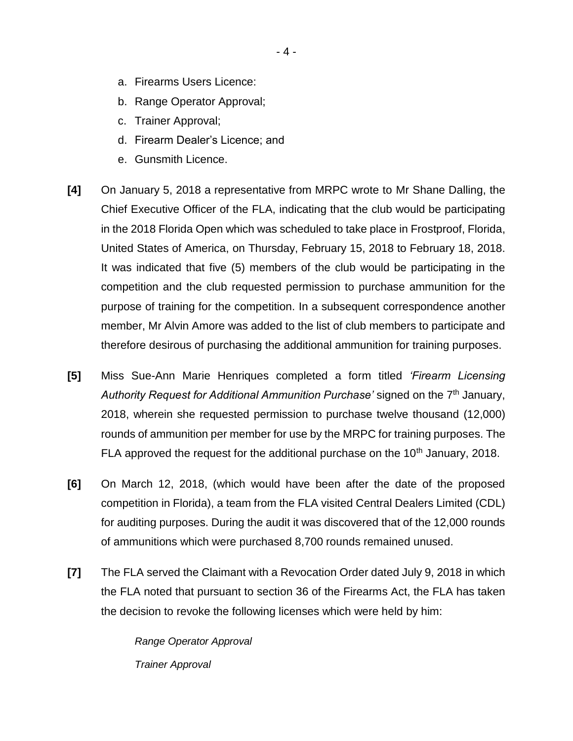a. Firearms Users Licence:
b. Range Operator Approval;
c. Trainer Approval;
d. Firearm Dealer's Licence; and
e. Gunsmith Licence.

**[4]** On January 5, 2018 a representative from MRPC wrote to Mr Shane Dalling, the Chief Executive Officer of the FLA, indicating that the club would be participating in the 2018 Florida Open which was scheduled to take place in Frostproof, Florida, United States of America, on Thursday, February 15, 2018 to February 18, 2018. It was indicated that five (5) members of the club would be participating in the competition and the club requested permission to purchase ammunition for the purpose of training for the competition. In a subsequent correspondence another member, Mr Alvin Amore was added to the list of club members to participate and therefore desirous of purchasing the additional ammunition for training purposes.

**[5]** Miss Sue-Ann Marie Henriques completed a form titled *'Firearm Licensing Authority Request for Additional Ammunition Purchase'* signed on the 7th January, 2018, wherein she requested permission to purchase twelve thousand (12,000) rounds of ammunition per member for use by the MRPC for training purposes. The FLA approved the request for the additional purchase on the 10th January, 2018.

**[6]** On March 12, 2018, (which would have been after the date of the proposed competition in Florida), a team from the FLA visited Central Dealers Limited (CDL) for auditing purposes. During the audit it was discovered that of the 12,000 rounds of ammunitions which were purchased 8,700 rounds remained unused.

**[7]** The FLA served the Claimant with a Revocation Order dated July 9, 2018 in which the FLA noted that pursuant to section 36 of the Firearms Act, the FLA has taken the decision to revoke the following licenses which were held by him:

> *Range Operator Approval*
>
> *Trainer Approval*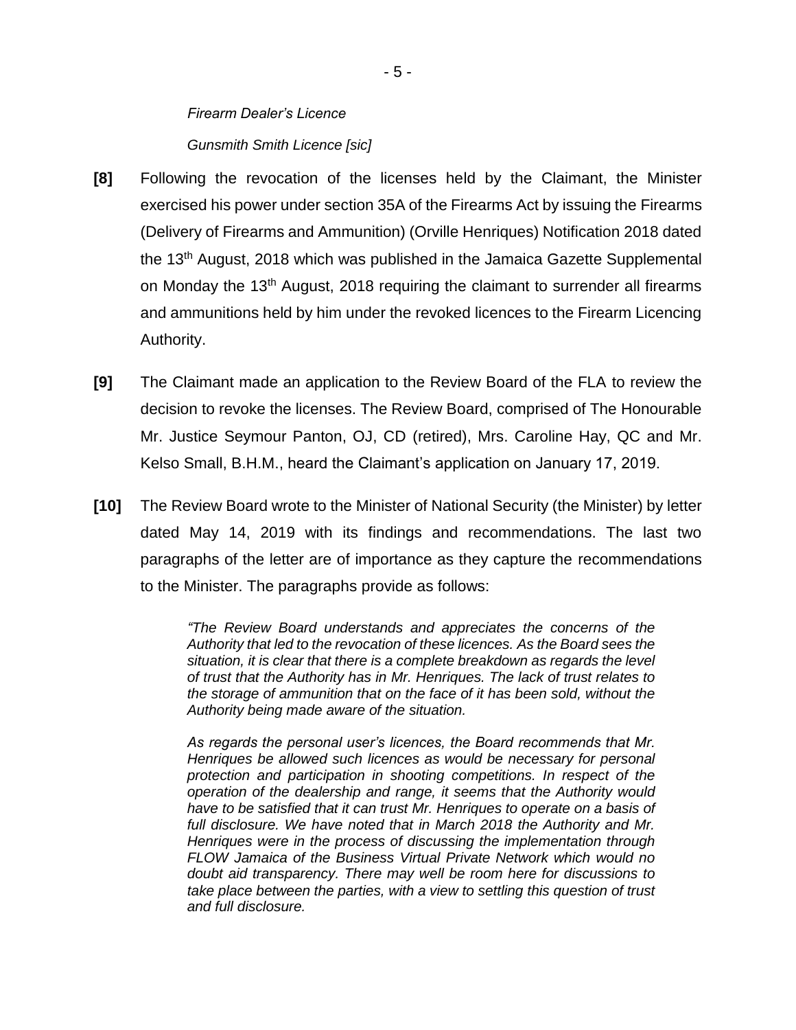*Firearm Dealer's Licence*

*Gunsmith Smith Licence [sic]*

**[8]** Following the revocation of the licenses held by the Claimant, the Minister exercised his power under section 35A of the Firearms Act by issuing the Firearms (Delivery of Firearms and Ammunition) (Orville Henriques) Notification 2018 dated the 13th August, 2018 which was published in the Jamaica Gazette Supplemental on Monday the 13th August, 2018 requiring the claimant to surrender all firearms and ammunitions held by him under the revoked licences to the Firearm Licencing Authority.

**[9]** The Claimant made an application to the Review Board of the FLA to review the decision to revoke the licenses. The Review Board, comprised of The Honourable Mr. Justice Seymour Panton, OJ, CD (retired), Mrs. Caroline Hay, QC and Mr. Kelso Small, B.H.M., heard the Claimant's application on January 17, 2019.

**[10]** The Review Board wrote to the Minister of National Security (the Minister) by letter dated May 14, 2019 with its findings and recommendations. The last two paragraphs of the letter are of importance as they capture the recommendations to the Minister. The paragraphs provide as follows:

> *"The Review Board understands and appreciates the concerns of the Authority that led to the revocation of these licences. As the Board sees the situation, it is clear that there is a complete breakdown as regards the level of trust that the Authority has in Mr. Henriques. The lack of trust relates to the storage of ammunition that on the face of it has been sold, without the Authority being made aware of the situation.*
>
> *As regards the personal user's licences, the Board recommends that Mr. Henriques be allowed such licences as would be necessary for personal protection and participation in shooting competitions. In respect of the operation of the dealership and range, it seems that the Authority would have to be satisfied that it can trust Mr. Henriques to operate on a basis of full disclosure. We have noted that in March 2018 the Authority and Mr. Henriques were in the process of discussing the implementation through FLOW Jamaica of the Business Virtual Private Network which would no doubt aid transparency. There may well be room here for discussions to take place between the parties, with a view to settling this question of trust and full disclosure.*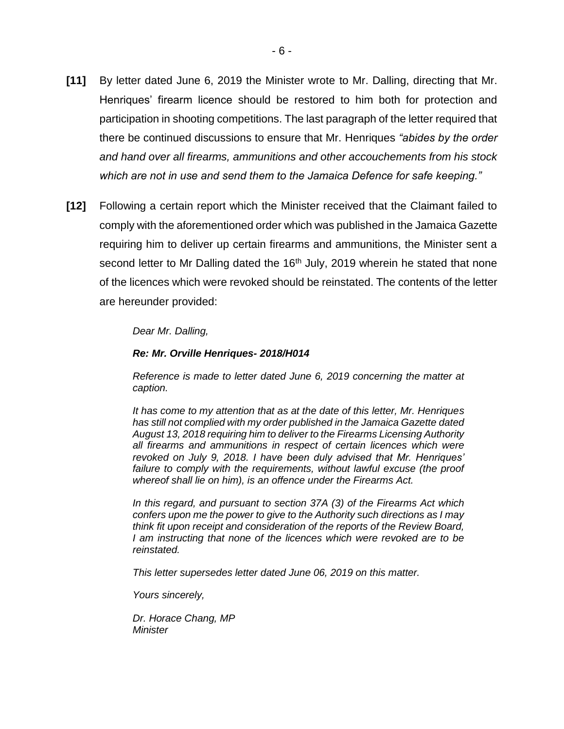**[11]** By letter dated June 6, 2019 the Minister wrote to Mr. Dalling, directing that Mr. Henriques' firearm licence should be restored to him both for protection and participation in shooting competitions. The last paragraph of the letter required that there be continued discussions to ensure that Mr. Henriques *"abides by the order and hand over all firearms, ammunitions and other accouchements from his stock which are not in use and send them to the Jamaica Defence for safe keeping."*

**[12]** Following a certain report which the Minister received that the Claimant failed to comply with the aforementioned order which was published in the Jamaica Gazette requiring him to deliver up certain firearms and ammunitions, the Minister sent a second letter to Mr Dalling dated the 16th July, 2019 wherein he stated that none of the licences which were revoked should be reinstated. The contents of the letter are hereunder provided:

> *Dear Mr. Dalling,*
>
> ***Re: Mr. Orville Henriques- 2018/H014***
>
> *Reference is made to letter dated June 6, 2019 concerning the matter at caption.*
>
> *It has come to my attention that as at the date of this letter, Mr. Henriques has still not complied with my order published in the Jamaica Gazette dated August 13, 2018 requiring him to deliver to the Firearms Licensing Authority all firearms and ammunitions in respect of certain licences which were revoked on July 9, 2018. I have been duly advised that Mr. Henriques' failure to comply with the requirements, without lawful excuse (the proof whereof shall lie on him), is an offence under the Firearms Act.*
>
> *In this regard, and pursuant to section 37A (3) of the Firearms Act which confers upon me the power to give to the Authority such directions as I may think fit upon receipt and consideration of the reports of the Review Board, I am instructing that none of the licences which were revoked are to be reinstated.*
>
> *This letter supersedes letter dated June 06, 2019 on this matter.*
>
> *Yours sincerely,*
>
> *Dr. Horace Chang, MP*
> *Minister*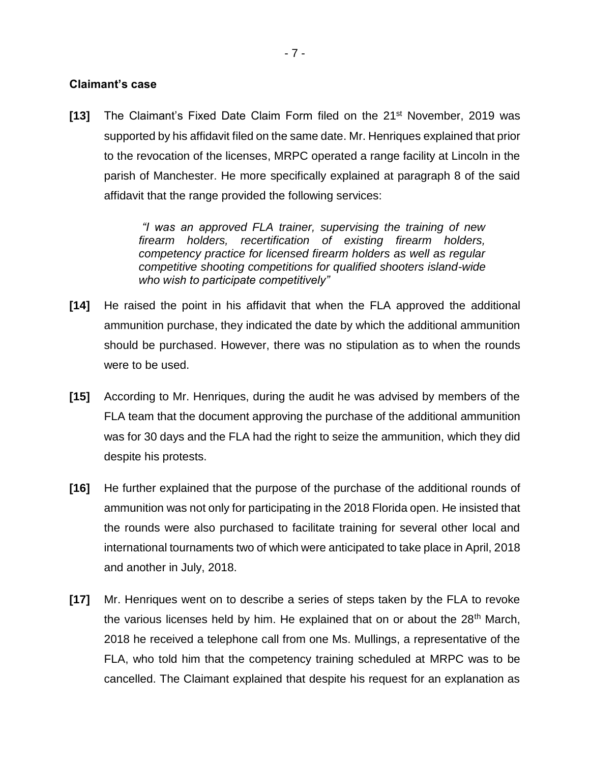**Claimant's case**

**[13]** The Claimant's Fixed Date Claim Form filed on the 21st November, 2019 was supported by his affidavit filed on the same date. Mr. Henriques explained that prior to the revocation of the licenses, MRPC operated a range facility at Lincoln in the parish of Manchester. He more specifically explained at paragraph 8 of the said affidavit that the range provided the following services:

> *"I was an approved FLA trainer, supervising the training of new firearm holders, recertification of existing firearm holders, competency practice for licensed firearm holders as well as regular competitive shooting competitions for qualified shooters island-wide who wish to participate competitively"*

**[14]** He raised the point in his affidavit that when the FLA approved the additional ammunition purchase, they indicated the date by which the additional ammunition should be purchased. However, there was no stipulation as to when the rounds were to be used.

**[15]** According to Mr. Henriques, during the audit he was advised by members of the FLA team that the document approving the purchase of the additional ammunition was for 30 days and the FLA had the right to seize the ammunition, which they did despite his protests.

**[16]** He further explained that the purpose of the purchase of the additional rounds of ammunition was not only for participating in the 2018 Florida open. He insisted that the rounds were also purchased to facilitate training for several other local and international tournaments two of which were anticipated to take place in April, 2018 and another in July, 2018.

**[17]** Mr. Henriques went on to describe a series of steps taken by the FLA to revoke the various licenses held by him. He explained that on or about the 28th March, 2018 he received a telephone call from one Ms. Mullings, a representative of the FLA, who told him that the competency training scheduled at MRPC was to be cancelled. The Claimant explained that despite his request for an explanation as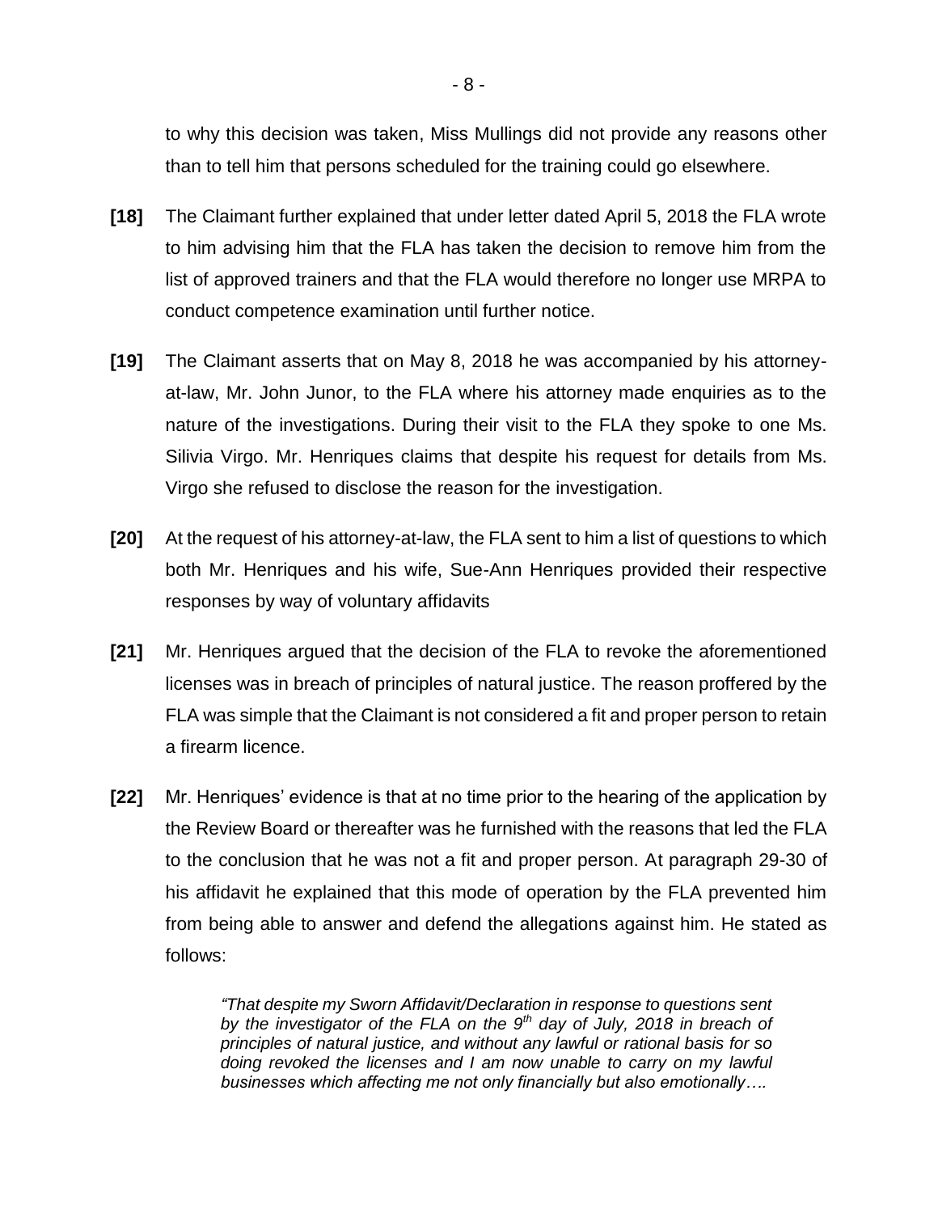to why this decision was taken, Miss Mullings did not provide any reasons other than to tell him that persons scheduled for the training could go elsewhere.

**[18]** The Claimant further explained that under letter dated April 5, 2018 the FLA wrote to him advising him that the FLA has taken the decision to remove him from the list of approved trainers and that the FLA would therefore no longer use MRPA to conduct competence examination until further notice.

**[19]** The Claimant asserts that on May 8, 2018 he was accompanied by his attorney-at-law, Mr. John Junor, to the FLA where his attorney made enquiries as to the nature of the investigations. During their visit to the FLA they spoke to one Ms. Silivia Virgo. Mr. Henriques claims that despite his request for details from Ms. Virgo she refused to disclose the reason for the investigation.

**[20]** At the request of his attorney-at-law, the FLA sent to him a list of questions to which both Mr. Henriques and his wife, Sue-Ann Henriques provided their respective responses by way of voluntary affidavits

**[21]** Mr. Henriques argued that the decision of the FLA to revoke the aforementioned licenses was in breach of principles of natural justice. The reason proffered by the FLA was simple that the Claimant is not considered a fit and proper person to retain a firearm licence.

**[22]** Mr. Henriques' evidence is that at no time prior to the hearing of the application by the Review Board or thereafter was he furnished with the reasons that led the FLA to the conclusion that he was not a fit and proper person. At paragraph 29-30 of his affidavit he explained that this mode of operation by the FLA prevented him from being able to answer and defend the allegations against him. He stated as follows:

> *"That despite my Sworn Affidavit/Declaration in response to questions sent by the investigator of the FLA on the 9th day of July, 2018 in breach of principles of natural justice, and without any lawful or rational basis for so doing revoked the licenses and I am now unable to carry on my lawful businesses which affecting me not only financially but also emotionally….*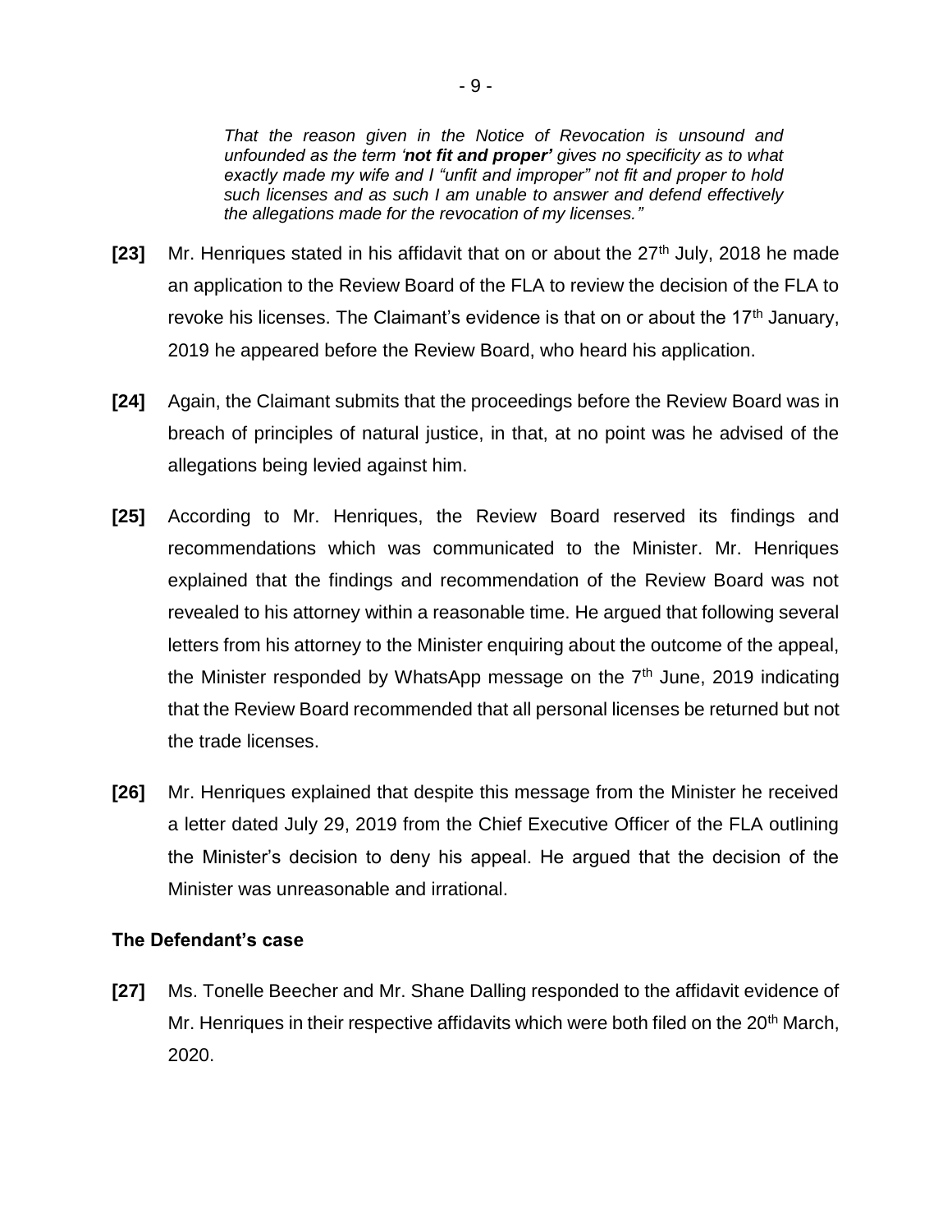*That the reason given in the Notice of Revocation is unsound and unfounded as the term '**not fit and proper'** gives no specificity as to what exactly made my wife and I "unfit and improper" not fit and proper to hold such licenses and as such I am unable to answer and defend effectively the allegations made for the revocation of my licenses."*

**[23]** Mr. Henriques stated in his affidavit that on or about the 27th July, 2018 he made an application to the Review Board of the FLA to review the decision of the FLA to revoke his licenses. The Claimant's evidence is that on or about the 17th January, 2019 he appeared before the Review Board, who heard his application.

**[24]** Again, the Claimant submits that the proceedings before the Review Board was in breach of principles of natural justice, in that, at no point was he advised of the allegations being levied against him.

**[25]** According to Mr. Henriques, the Review Board reserved its findings and recommendations which was communicated to the Minister. Mr. Henriques explained that the findings and recommendation of the Review Board was not revealed to his attorney within a reasonable time. He argued that following several letters from his attorney to the Minister enquiring about the outcome of the appeal, the Minister responded by WhatsApp message on the 7th June, 2019 indicating that the Review Board recommended that all personal licenses be returned but not the trade licenses.

**[26]** Mr. Henriques explained that despite this message from the Minister he received a letter dated July 29, 2019 from the Chief Executive Officer of the FLA outlining the Minister's decision to deny his appeal. He argued that the decision of the Minister was unreasonable and irrational.

**The Defendant's case**

**[27]** Ms. Tonelle Beecher and Mr. Shane Dalling responded to the affidavit evidence of Mr. Henriques in their respective affidavits which were both filed on the 20th March, 2020.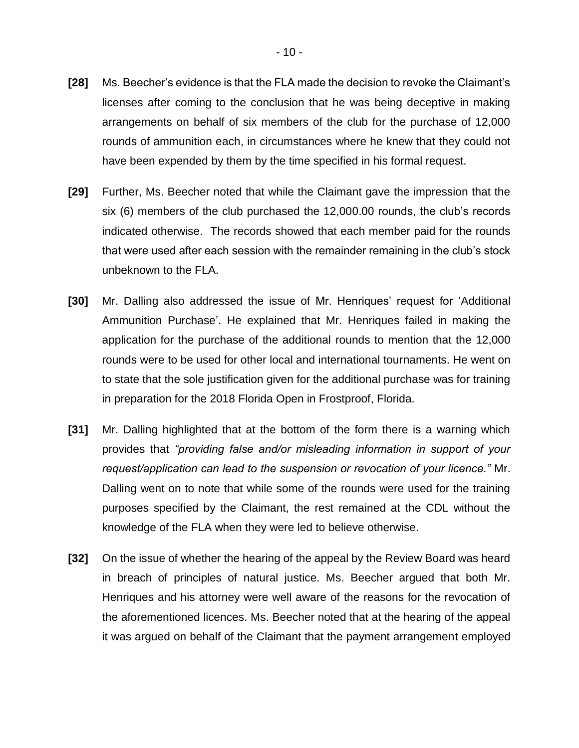**[28]** Ms. Beecher's evidence is that the FLA made the decision to revoke the Claimant's licenses after coming to the conclusion that he was being deceptive in making arrangements on behalf of six members of the club for the purchase of 12,000 rounds of ammunition each, in circumstances where he knew that they could not have been expended by them by the time specified in his formal request.

**[29]** Further, Ms. Beecher noted that while the Claimant gave the impression that the six (6) members of the club purchased the 12,000.00 rounds, the club's records indicated otherwise. The records showed that each member paid for the rounds that were used after each session with the remainder remaining in the club's stock unbeknown to the FLA.

**[30]** Mr. Dalling also addressed the issue of Mr. Henriques' request for 'Additional Ammunition Purchase'. He explained that Mr. Henriques failed in making the application for the purchase of the additional rounds to mention that the 12,000 rounds were to be used for other local and international tournaments. He went on to state that the sole justification given for the additional purchase was for training in preparation for the 2018 Florida Open in Frostproof, Florida.

**[31]** Mr. Dalling highlighted that at the bottom of the form there is a warning which provides that *"providing false and/or misleading information in support of your request/application can lead to the suspension or revocation of your licence."* Mr. Dalling went on to note that while some of the rounds were used for the training purposes specified by the Claimant, the rest remained at the CDL without the knowledge of the FLA when they were led to believe otherwise.

**[32]** On the issue of whether the hearing of the appeal by the Review Board was heard in breach of principles of natural justice. Ms. Beecher argued that both Mr. Henriques and his attorney were well aware of the reasons for the revocation of the aforementioned licences. Ms. Beecher noted that at the hearing of the appeal it was argued on behalf of the Claimant that the payment arrangement employed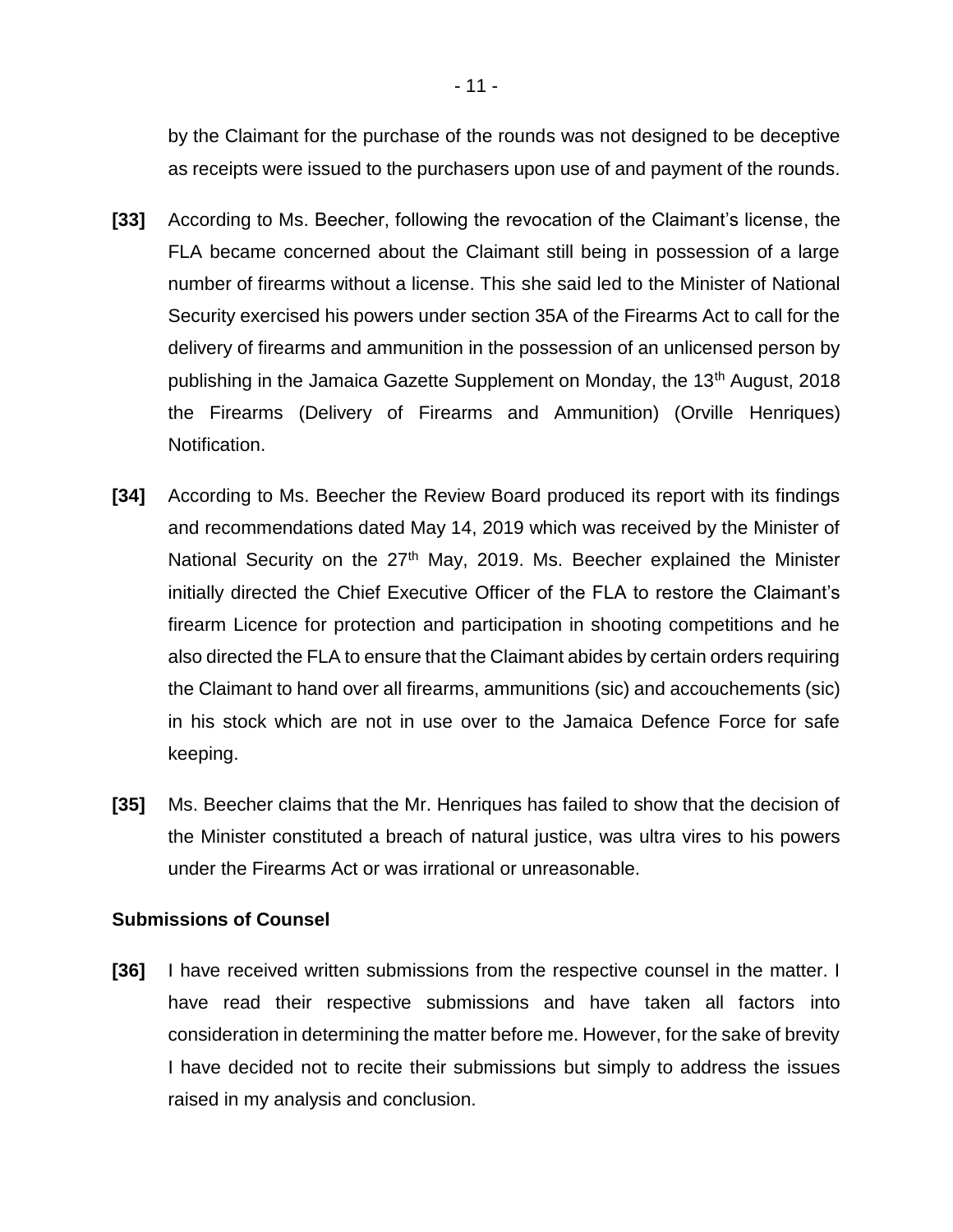by the Claimant for the purchase of the rounds was not designed to be deceptive as receipts were issued to the purchasers upon use of and payment of the rounds.

**[33]** According to Ms. Beecher, following the revocation of the Claimant's license, the FLA became concerned about the Claimant still being in possession of a large number of firearms without a license. This she said led to the Minister of National Security exercised his powers under section 35A of the Firearms Act to call for the delivery of firearms and ammunition in the possession of an unlicensed person by publishing in the Jamaica Gazette Supplement on Monday, the 13th August, 2018 the Firearms (Delivery of Firearms and Ammunition) (Orville Henriques) Notification.

**[34]** According to Ms. Beecher the Review Board produced its report with its findings and recommendations dated May 14, 2019 which was received by the Minister of National Security on the 27th May, 2019. Ms. Beecher explained the Minister initially directed the Chief Executive Officer of the FLA to restore the Claimant's firearm Licence for protection and participation in shooting competitions and he also directed the FLA to ensure that the Claimant abides by certain orders requiring the Claimant to hand over all firearms, ammunitions (sic) and accouchements (sic) in his stock which are not in use over to the Jamaica Defence Force for safe keeping.

**[35]** Ms. Beecher claims that the Mr. Henriques has failed to show that the decision of the Minister constituted a breach of natural justice, was ultra vires to his powers under the Firearms Act or was irrational or unreasonable.

**Submissions of Counsel**

**[36]** I have received written submissions from the respective counsel in the matter. I have read their respective submissions and have taken all factors into consideration in determining the matter before me. However, for the sake of brevity I have decided not to recite their submissions but simply to address the issues raised in my analysis and conclusion.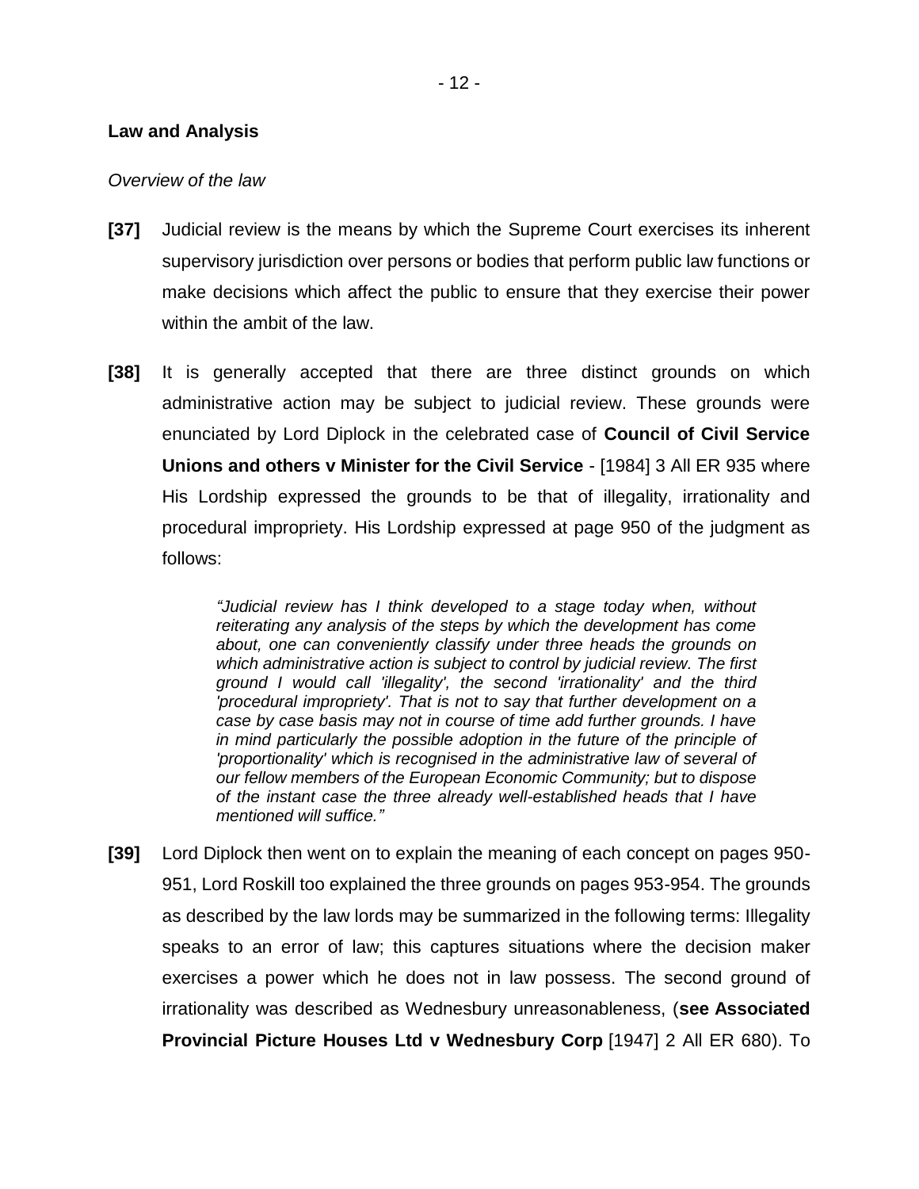**Law and Analysis**

*Overview of the law*

**[37]** Judicial review is the means by which the Supreme Court exercises its inherent supervisory jurisdiction over persons or bodies that perform public law functions or make decisions which affect the public to ensure that they exercise their power within the ambit of the law.

**[38]** It is generally accepted that there are three distinct grounds on which administrative action may be subject to judicial review. These grounds were enunciated by Lord Diplock in the celebrated case of **Council of Civil Service Unions and others v Minister for the Civil Service** - [1984] 3 All ER 935 where His Lordship expressed the grounds to be that of illegality, irrationality and procedural impropriety. His Lordship expressed at page 950 of the judgment as follows:

> *"Judicial review has I think developed to a stage today when, without reiterating any analysis of the steps by which the development has come about, one can conveniently classify under three heads the grounds on which administrative action is subject to control by judicial review. The first ground I would call 'illegality', the second 'irrationality' and the third 'procedural impropriety'. That is not to say that further development on a case by case basis may not in course of time add further grounds. I have in mind particularly the possible adoption in the future of the principle of 'proportionality' which is recognised in the administrative law of several of our fellow members of the European Economic Community; but to dispose of the instant case the three already well-established heads that I have mentioned will suffice."*

**[39]** Lord Diplock then went on to explain the meaning of each concept on pages 950-951, Lord Roskill too explained the three grounds on pages 953-954. The grounds as described by the law lords may be summarized in the following terms: Illegality speaks to an error of law; this captures situations where the decision maker exercises a power which he does not in law possess. The second ground of irrationality was described as Wednesbury unreasonableness, (**see Associated Provincial Picture Houses Ltd v Wednesbury Corp** [1947] 2 All ER 680). To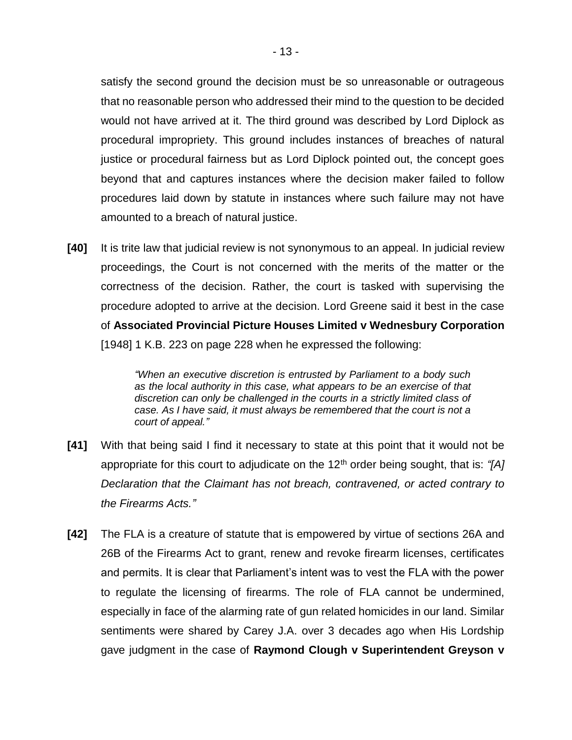satisfy the second ground the decision must be so unreasonable or outrageous that no reasonable person who addressed their mind to the question to be decided would not have arrived at it. The third ground was described by Lord Diplock as procedural impropriety. This ground includes instances of breaches of natural justice or procedural fairness but as Lord Diplock pointed out, the concept goes beyond that and captures instances where the decision maker failed to follow procedures laid down by statute in instances where such failure may not have amounted to a breach of natural justice.

**[40]** It is trite law that judicial review is not synonymous to an appeal. In judicial review proceedings, the Court is not concerned with the merits of the matter or the correctness of the decision. Rather, the court is tasked with supervising the procedure adopted to arrive at the decision. Lord Greene said it best in the case of **Associated Provincial Picture Houses Limited v Wednesbury Corporation** [1948] 1 K.B. 223 on page 228 when he expressed the following:

> *"When an executive discretion is entrusted by Parliament to a body such as the local authority in this case, what appears to be an exercise of that discretion can only be challenged in the courts in a strictly limited class of case. As I have said, it must always be remembered that the court is not a court of appeal."*

**[41]** With that being said I find it necessary to state at this point that it would not be appropriate for this court to adjudicate on the 12th order being sought, that is: *"[A] Declaration that the Claimant has not breach, contravened, or acted contrary to the Firearms Acts."*

**[42]** The FLA is a creature of statute that is empowered by virtue of sections 26A and 26B of the Firearms Act to grant, renew and revoke firearm licenses, certificates and permits. It is clear that Parliament's intent was to vest the FLA with the power to regulate the licensing of firearms. The role of FLA cannot be undermined, especially in face of the alarming rate of gun related homicides in our land. Similar sentiments were shared by Carey J.A. over 3 decades ago when His Lordship gave judgment in the case of **Raymond Clough v Superintendent Greyson v**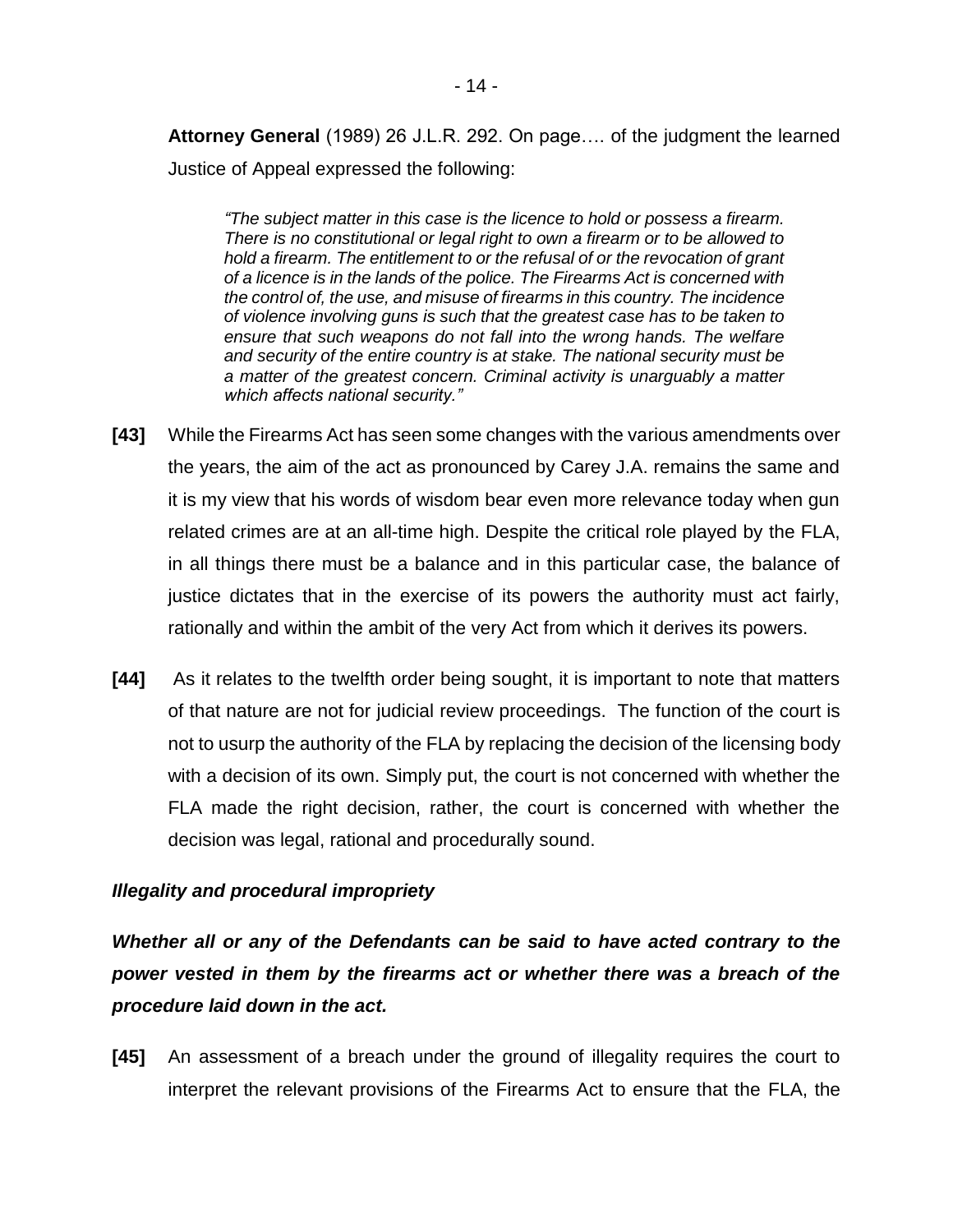**Attorney General** (1989) 26 J.L.R. 292. On page…. of the judgment the learned Justice of Appeal expressed the following:

> *"The subject matter in this case is the licence to hold or possess a firearm. There is no constitutional or legal right to own a firearm or to be allowed to hold a firearm. The entitlement to or the refusal of or the revocation of grant of a licence is in the lands of the police. The Firearms Act is concerned with the control of, the use, and misuse of firearms in this country. The incidence of violence involving guns is such that the greatest case has to be taken to ensure that such weapons do not fall into the wrong hands. The welfare and security of the entire country is at stake. The national security must be a matter of the greatest concern. Criminal activity is unarguably a matter which affects national security."*

**[43]** While the Firearms Act has seen some changes with the various amendments over the years, the aim of the act as pronounced by Carey J.A. remains the same and it is my view that his words of wisdom bear even more relevance today when gun related crimes are at an all-time high. Despite the critical role played by the FLA, in all things there must be a balance and in this particular case, the balance of justice dictates that in the exercise of its powers the authority must act fairly, rationally and within the ambit of the very Act from which it derives its powers.

**[44]** As it relates to the twelfth order being sought, it is important to note that matters of that nature are not for judicial review proceedings. The function of the court is not to usurp the authority of the FLA by replacing the decision of the licensing body with a decision of its own. Simply put, the court is not concerned with whether the FLA made the right decision, rather, the court is concerned with whether the decision was legal, rational and procedurally sound.

***Illegality and procedural impropriety***

***Whether all or any of the Defendants can be said to have acted contrary to the power vested in them by the firearms act or whether there was a breach of the procedure laid down in the act.***

**[45]** An assessment of a breach under the ground of illegality requires the court to interpret the relevant provisions of the Firearms Act to ensure that the FLA, the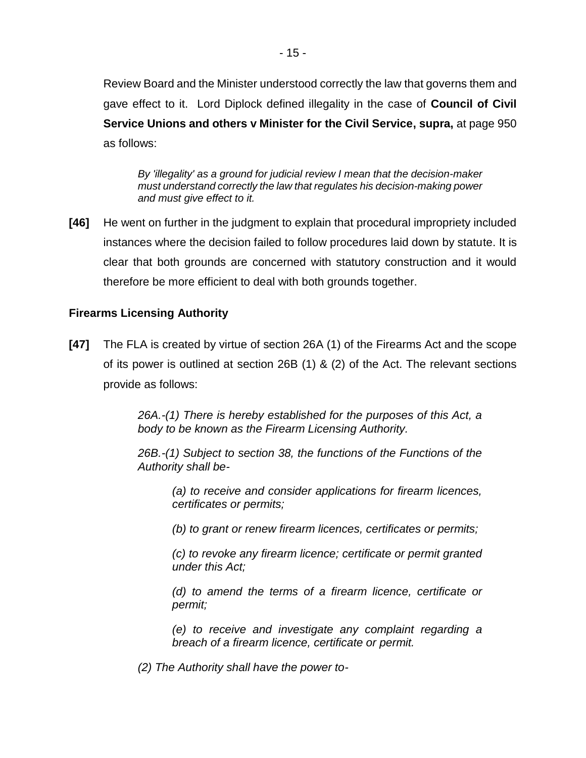Review Board and the Minister understood correctly the law that governs them and gave effect to it. Lord Diplock defined illegality in the case of **Council of Civil Service Unions and others v Minister for the Civil Service, supra,** at page 950 as follows:

> *By 'illegality' as a ground for judicial review I mean that the decision-maker must understand correctly the law that regulates his decision-making power and must give effect to it.*

**[46]** He went on further in the judgment to explain that procedural impropriety included instances where the decision failed to follow procedures laid down by statute. It is clear that both grounds are concerned with statutory construction and it would therefore be more efficient to deal with both grounds together.

**Firearms Licensing Authority**

**[47]** The FLA is created by virtue of section 26A (1) of the Firearms Act and the scope of its power is outlined at section 26B (1) & (2) of the Act. The relevant sections provide as follows:

> *26A.-(1) There is hereby established for the purposes of this Act, a body to be known as the Firearm Licensing Authority.*
>
> *26B.-(1) Subject to section 38, the functions of the Functions of the Authority shall be-*
>
> > *(a) to receive and consider applications for firearm licences, certificates or permits;*
> >
> > *(b) to grant or renew firearm licences, certificates or permits;*
> >
> > *(c) to revoke any firearm licence; certificate or permit granted under this Act;*
> >
> > *(d) to amend the terms of a firearm licence, certificate or permit;*
> >
> > *(e) to receive and investigate any complaint regarding a breach of a firearm licence, certificate or permit.*
>
> *(2) The Authority shall have the power to-*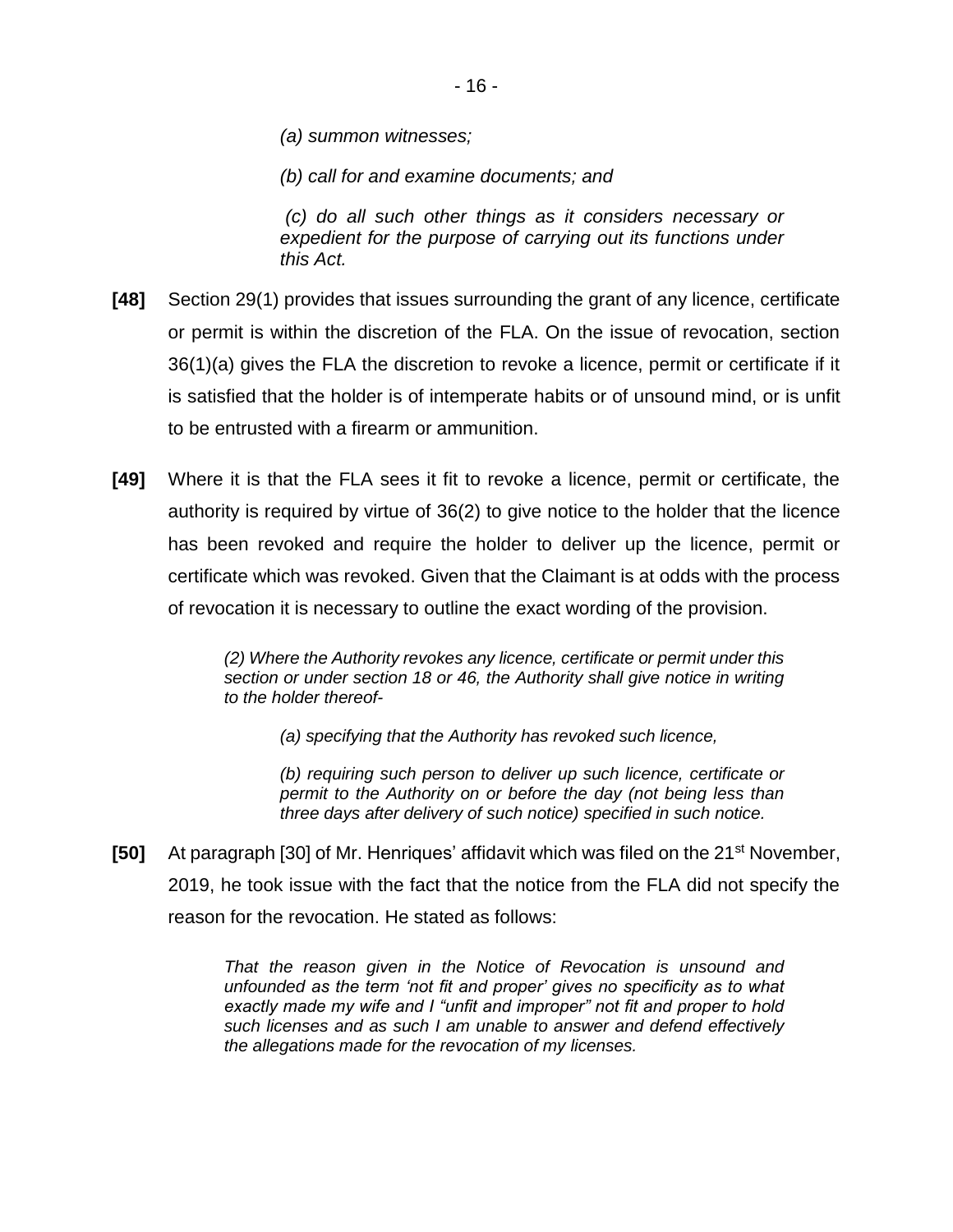*(a) summon witnesses;*

*(b) call for and examine documents; and*

*(c) do all such other things as it considers necessary or expedient for the purpose of carrying out its functions under this Act.*

**[48]** Section 29(1) provides that issues surrounding the grant of any licence, certificate or permit is within the discretion of the FLA. On the issue of revocation, section 36(1)(a) gives the FLA the discretion to revoke a licence, permit or certificate if it is satisfied that the holder is of intemperate habits or of unsound mind, or is unfit to be entrusted with a firearm or ammunition.

**[49]** Where it is that the FLA sees it fit to revoke a licence, permit or certificate, the authority is required by virtue of 36(2) to give notice to the holder that the licence has been revoked and require the holder to deliver up the licence, permit or certificate which was revoked. Given that the Claimant is at odds with the process of revocation it is necessary to outline the exact wording of the provision.

> *(2) Where the Authority revokes any licence, certificate or permit under this section or under section 18 or 46, the Authority shall give notice in writing to the holder thereof-*
>
> > *(a) specifying that the Authority has revoked such licence,*
> >
> > *(b) requiring such person to deliver up such licence, certificate or permit to the Authority on or before the day (not being less than three days after delivery of such notice) specified in such notice.*

**[50]** At paragraph [30] of Mr. Henriques' affidavit which was filed on the 21st November, 2019, he took issue with the fact that the notice from the FLA did not specify the reason for the revocation. He stated as follows:

> *That the reason given in the Notice of Revocation is unsound and unfounded as the term 'not fit and proper' gives no specificity as to what exactly made my wife and I "unfit and improper" not fit and proper to hold such licenses and as such I am unable to answer and defend effectively the allegations made for the revocation of my licenses.*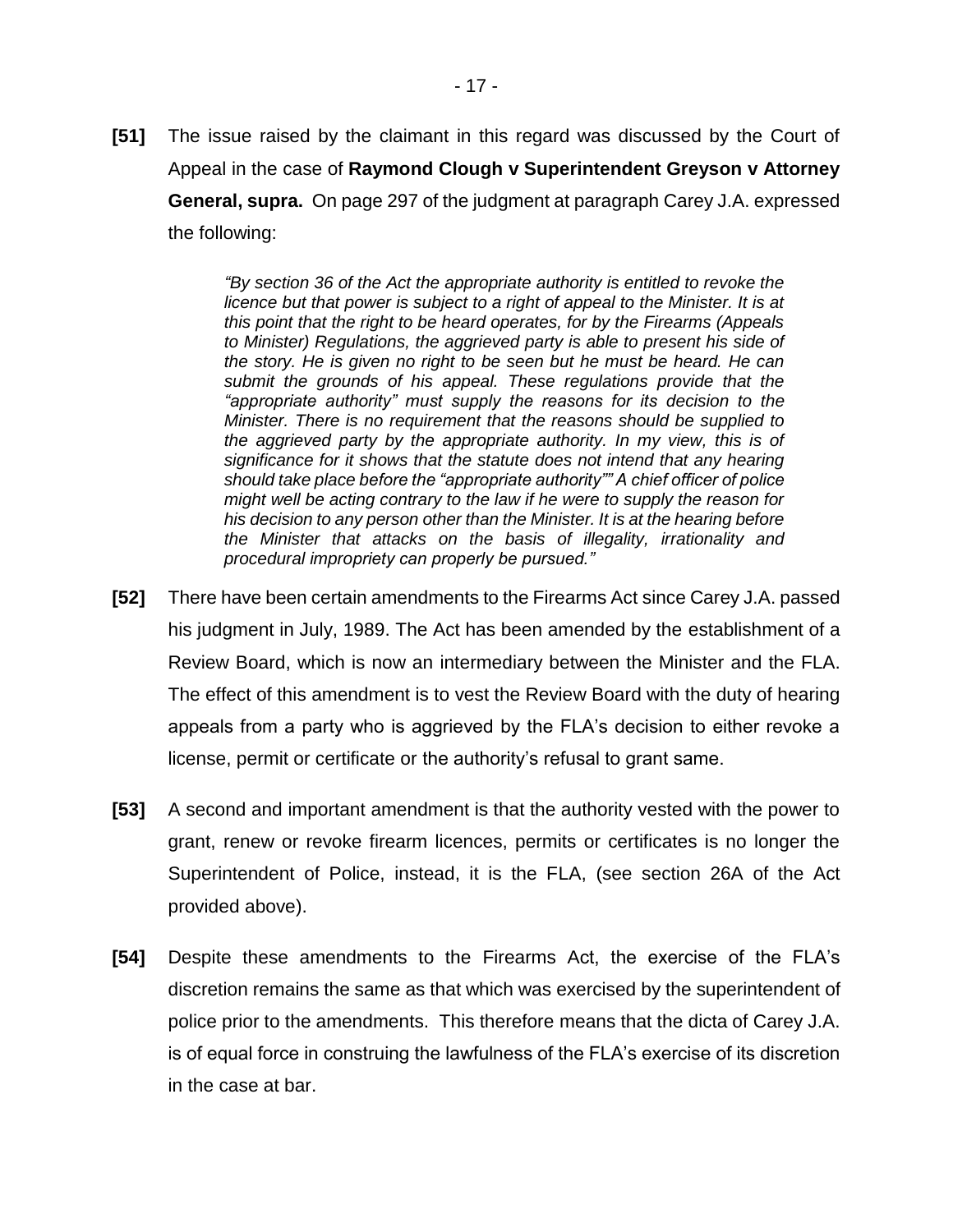**[51]** The issue raised by the claimant in this regard was discussed by the Court of Appeal in the case of **Raymond Clough v Superintendent Greyson v Attorney General, supra.** On page 297 of the judgment at paragraph Carey J.A. expressed the following:

> *"By section 36 of the Act the appropriate authority is entitled to revoke the licence but that power is subject to a right of appeal to the Minister. It is at this point that the right to be heard operates, for by the Firearms (Appeals to Minister) Regulations, the aggrieved party is able to present his side of the story. He is given no right to be seen but he must be heard. He can submit the grounds of his appeal. These regulations provide that the "appropriate authority" must supply the reasons for its decision to the Minister. There is no requirement that the reasons should be supplied to the aggrieved party by the appropriate authority. In my view, this is of significance for it shows that the statute does not intend that any hearing should take place before the "appropriate authority"" A chief officer of police might well be acting contrary to the law if he were to supply the reason for his decision to any person other than the Minister. It is at the hearing before the Minister that attacks on the basis of illegality, irrationality and procedural impropriety can properly be pursued."*

**[52]** There have been certain amendments to the Firearms Act since Carey J.A. passed his judgment in July, 1989. The Act has been amended by the establishment of a Review Board, which is now an intermediary between the Minister and the FLA. The effect of this amendment is to vest the Review Board with the duty of hearing appeals from a party who is aggrieved by the FLA's decision to either revoke a license, permit or certificate or the authority's refusal to grant same.

**[53]** A second and important amendment is that the authority vested with the power to grant, renew or revoke firearm licences, permits or certificates is no longer the Superintendent of Police, instead, it is the FLA, (see section 26A of the Act provided above).

**[54]** Despite these amendments to the Firearms Act, the exercise of the FLA's discretion remains the same as that which was exercised by the superintendent of police prior to the amendments. This therefore means that the dicta of Carey J.A. is of equal force in construing the lawfulness of the FLA's exercise of its discretion in the case at bar.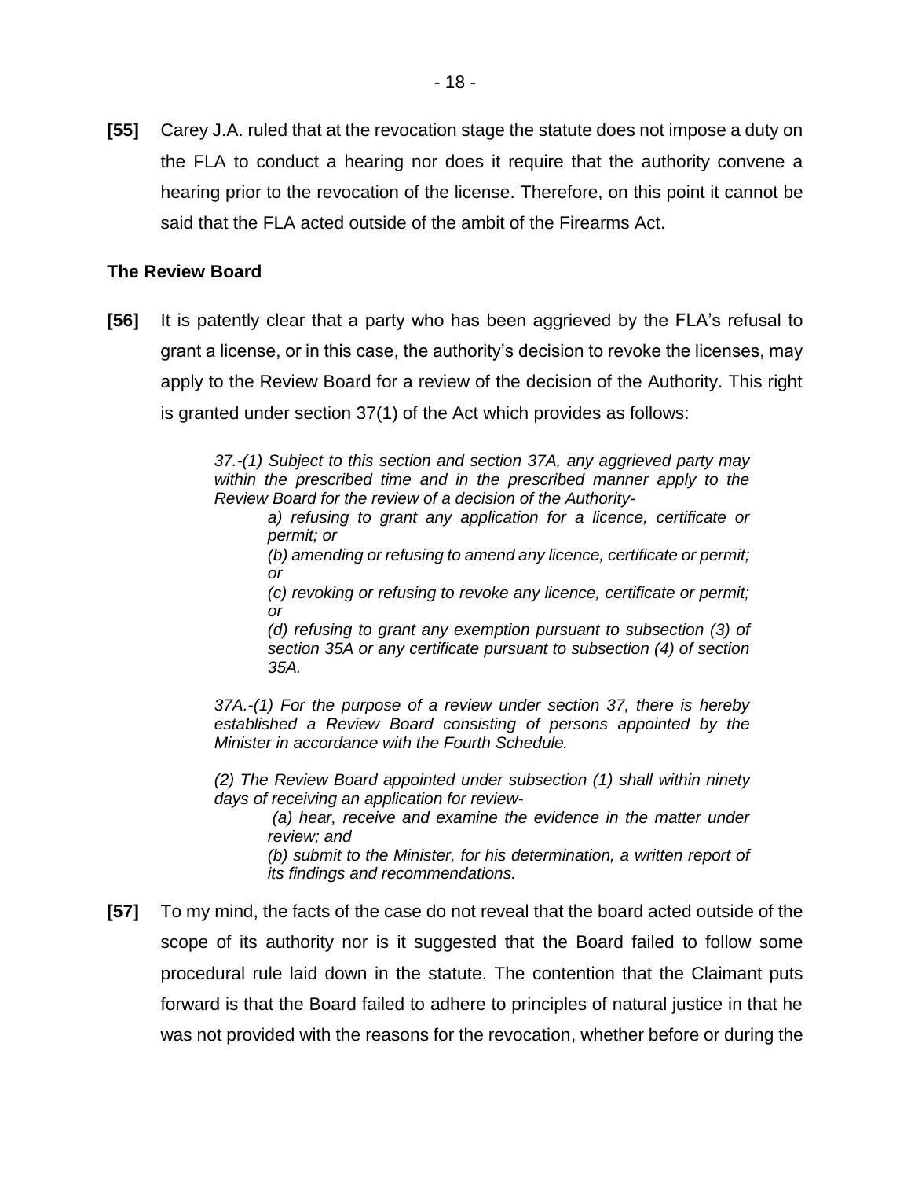**[55]** Carey J.A. ruled that at the revocation stage the statute does not impose a duty on the FLA to conduct a hearing nor does it require that the authority convene a hearing prior to the revocation of the license. Therefore, on this point it cannot be said that the FLA acted outside of the ambit of the Firearms Act.

### The Review Board

**[56]** It is patently clear that a party who has been aggrieved by the FLA's refusal to grant a license, or in this case, the authority's decision to revoke the licenses, may apply to the Review Board for a review of the decision of the Authority. This right is granted under section 37(1) of the Act which provides as follows:

> *37.-(1) Subject to this section and section 37A, any aggrieved party may within the prescribed time and in the prescribed manner apply to the Review Board for the review of a decision of the Authority-*
>
> *a) refusing to grant any application for a licence, certificate or permit; or*
>
> *(b) amending or refusing to amend any licence, certificate or permit; or*
>
> *(c) revoking or refusing to revoke any licence, certificate or permit; or*
>
> *(d) refusing to grant any exemption pursuant to subsection (3) of section 35A or any certificate pursuant to subsection (4) of section 35A.*
>
> *37A.-(1) For the purpose of a review under section 37, there is hereby established a Review Board consisting of persons appointed by the Minister in accordance with the Fourth Schedule.*
>
> *(2) The Review Board appointed under subsection (1) shall within ninety days of receiving an application for review-*
>
> *(a) hear, receive and examine the evidence in the matter under review; and*
>
> *(b) submit to the Minister, for his determination, a written report of its findings and recommendations.*

**[57]** To my mind, the facts of the case do not reveal that the board acted outside of the scope of its authority nor is it suggested that the Board failed to follow some procedural rule laid down in the statute. The contention that the Claimant puts forward is that the Board failed to adhere to principles of natural justice in that he was not provided with the reasons for the revocation, whether before or during the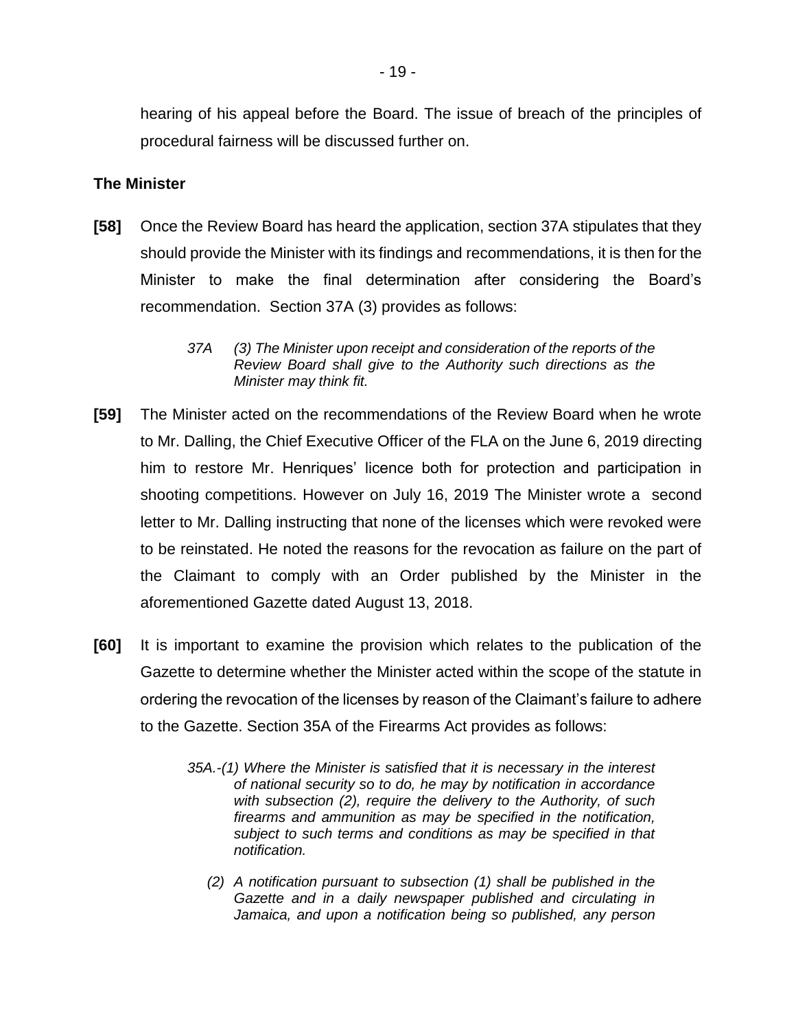hearing of his appeal before the Board. The issue of breach of the principles of procedural fairness will be discussed further on.

**The Minister**

**[58]** Once the Review Board has heard the application, section 37A stipulates that they should provide the Minister with its findings and recommendations, it is then for the Minister to make the final determination after considering the Board's recommendation. Section 37A (3) provides as follows:

> *37A (3) The Minister upon receipt and consideration of the reports of the Review Board shall give to the Authority such directions as the Minister may think fit.*

**[59]** The Minister acted on the recommendations of the Review Board when he wrote to Mr. Dalling, the Chief Executive Officer of the FLA on the June 6, 2019 directing him to restore Mr. Henriques' licence both for protection and participation in shooting competitions. However on July 16, 2019 The Minister wrote a second letter to Mr. Dalling instructing that none of the licenses which were revoked were to be reinstated. He noted the reasons for the revocation as failure on the part of the Claimant to comply with an Order published by the Minister in the aforementioned Gazette dated August 13, 2018.

**[60]** It is important to examine the provision which relates to the publication of the Gazette to determine whether the Minister acted within the scope of the statute in ordering the revocation of the licenses by reason of the Claimant's failure to adhere to the Gazette. Section 35A of the Firearms Act provides as follows:

> *35A.-(1) Where the Minister is satisfied that it is necessary in the interest of national security so to do, he may by notification in accordance with subsection (2), require the delivery to the Authority, of such firearms and ammunition as may be specified in the notification, subject to such terms and conditions as may be specified in that notification.*
>
> *(2) A notification pursuant to subsection (1) shall be published in the Gazette and in a daily newspaper published and circulating in Jamaica, and upon a notification being so published, any person*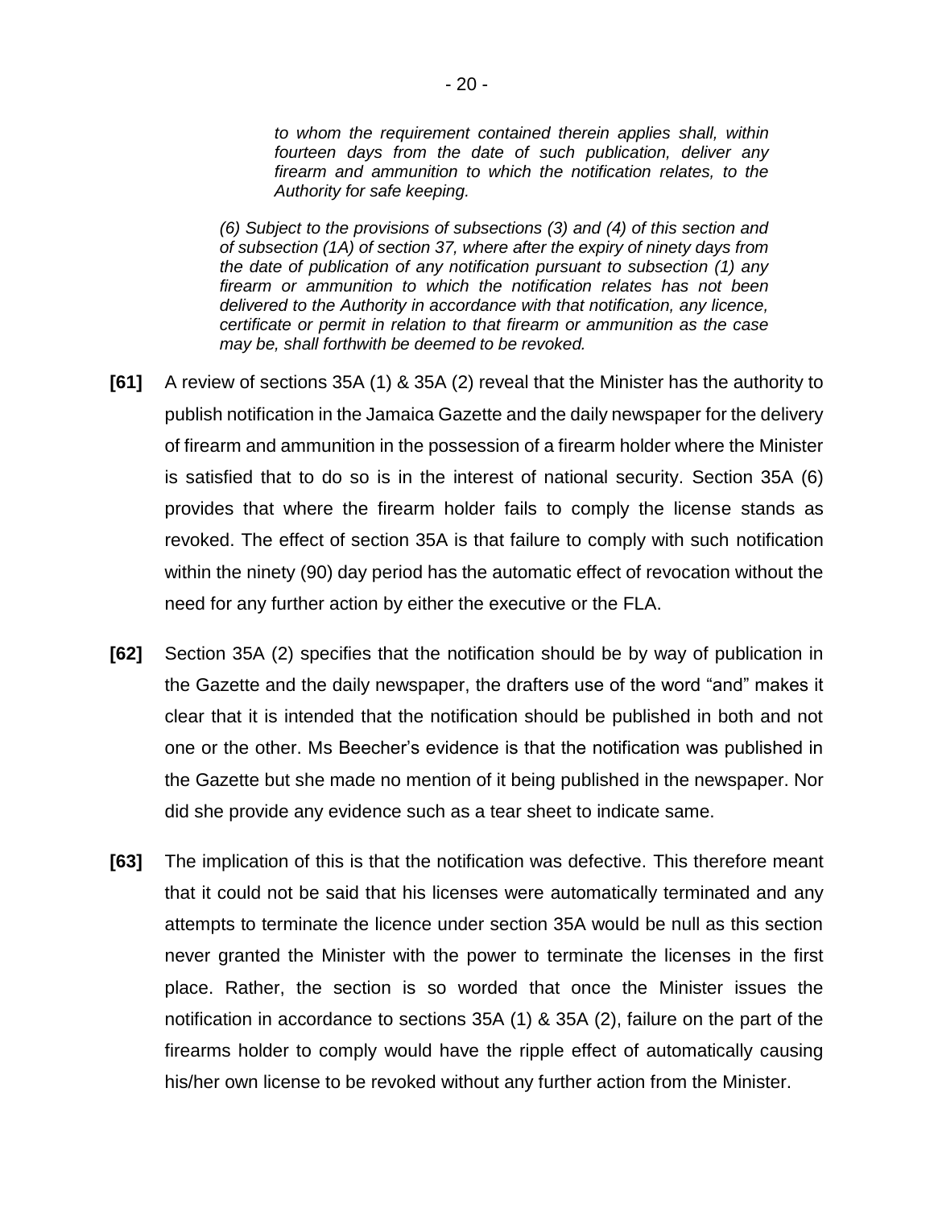*to whom the requirement contained therein applies shall, within fourteen days from the date of such publication, deliver any firearm and ammunition to which the notification relates, to the Authority for safe keeping.*

*(6) Subject to the provisions of subsections (3) and (4) of this section and of subsection (1A) of section 37, where after the expiry of ninety days from the date of publication of any notification pursuant to subsection (1) any firearm or ammunition to which the notification relates has not been delivered to the Authority in accordance with that notification, any licence, certificate or permit in relation to that firearm or ammunition as the case may be, shall forthwith be deemed to be revoked.*

**[61]** A review of sections 35A (1) & 35A (2) reveal that the Minister has the authority to publish notification in the Jamaica Gazette and the daily newspaper for the delivery of firearm and ammunition in the possession of a firearm holder where the Minister is satisfied that to do so is in the interest of national security. Section 35A (6) provides that where the firearm holder fails to comply the license stands as revoked. The effect of section 35A is that failure to comply with such notification within the ninety (90) day period has the automatic effect of revocation without the need for any further action by either the executive or the FLA.

**[62]** Section 35A (2) specifies that the notification should be by way of publication in the Gazette and the daily newspaper, the drafters use of the word "and" makes it clear that it is intended that the notification should be published in both and not one or the other. Ms Beecher's evidence is that the notification was published in the Gazette but she made no mention of it being published in the newspaper. Nor did she provide any evidence such as a tear sheet to indicate same.

**[63]** The implication of this is that the notification was defective. This therefore meant that it could not be said that his licenses were automatically terminated and any attempts to terminate the licence under section 35A would be null as this section never granted the Minister with the power to terminate the licenses in the first place. Rather, the section is so worded that once the Minister issues the notification in accordance to sections 35A (1) & 35A (2), failure on the part of the firearms holder to comply would have the ripple effect of automatically causing his/her own license to be revoked without any further action from the Minister.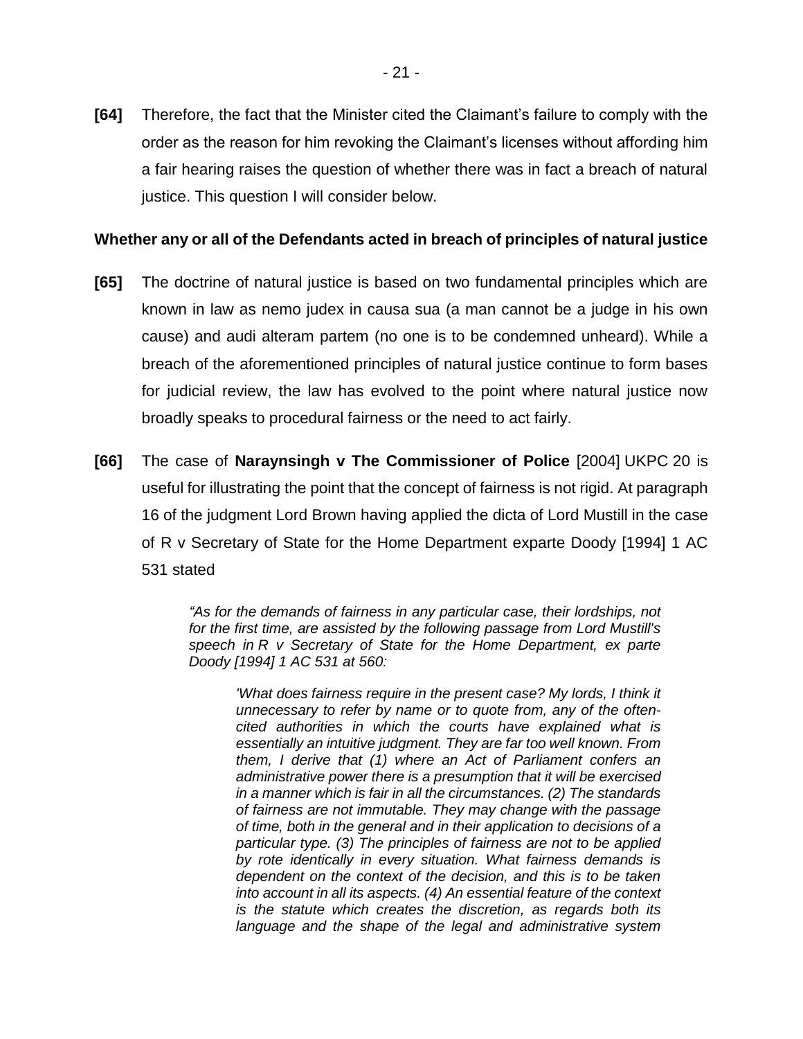**[64]** Therefore, the fact that the Minister cited the Claimant's failure to comply with the order as the reason for him revoking the Claimant's licenses without affording him a fair hearing raises the question of whether there was in fact a breach of natural justice. This question I will consider below.

**Whether any or all of the Defendants acted in breach of principles of natural justice**

**[65]** The doctrine of natural justice is based on two fundamental principles which are known in law as nemo judex in causa sua (a man cannot be a judge in his own cause) and audi alteram partem (no one is to be condemned unheard). While a breach of the aforementioned principles of natural justice continue to form bases for judicial review, the law has evolved to the point where natural justice now broadly speaks to procedural fairness or the need to act fairly.

**[66]** The case of **Naraynsingh v The Commissioner of Police** [2004] UKPC 20 is useful for illustrating the point that the concept of fairness is not rigid. At paragraph 16 of the judgment Lord Brown having applied the dicta of Lord Mustill in the case of R v Secretary of State for the Home Department exparte Doody [1994] 1 AC 531 stated

> *"As for the demands of fairness in any particular case, their lordships, not for the first time, are assisted by the following passage from Lord Mustill's speech in R v Secretary of State for the Home Department, ex parte Doody [1994] 1 AC 531 at 560:*
>
> > *'What does fairness require in the present case? My lords, I think it unnecessary to refer by name or to quote from, any of the often-cited authorities in which the courts have explained what is essentially an intuitive judgment. They are far too well known. From them, I derive that (1) where an Act of Parliament confers an administrative power there is a presumption that it will be exercised in a manner which is fair in all the circumstances. (2) The standards of fairness are not immutable. They may change with the passage of time, both in the general and in their application to decisions of a particular type. (3) The principles of fairness are not to be applied by rote identically in every situation. What fairness demands is dependent on the context of the decision, and this is to be taken into account in all its aspects. (4) An essential feature of the context is the statute which creates the discretion, as regards both its language and the shape of the legal and administrative system*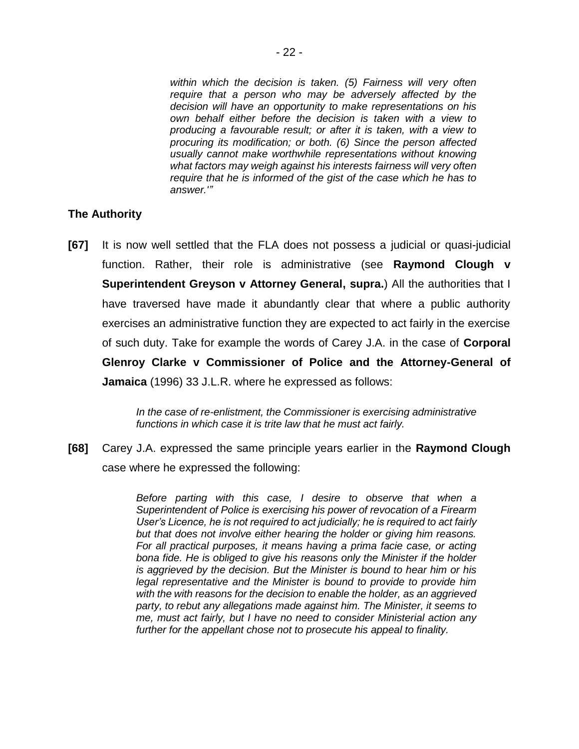> *within which the decision is taken. (5) Fairness will very often require that a person who may be adversely affected by the decision will have an opportunity to make representations on his own behalf either before the decision is taken with a view to producing a favourable result; or after it is taken, with a view to procuring its modification; or both. (6) Since the person affected usually cannot make worthwhile representations without knowing what factors may weigh against his interests fairness will very often require that he is informed of the gist of the case which he has to answer.'"*

**The Authority**

**[67]** It is now well settled that the FLA does not possess a judicial or quasi-judicial function. Rather, their role is administrative (see **Raymond Clough v Superintendent Greyson v Attorney General, supra.**) All the authorities that I have traversed have made it abundantly clear that where a public authority exercises an administrative function they are expected to act fairly in the exercise of such duty. Take for example the words of Carey J.A. in the case of **Corporal Glenroy Clarke v Commissioner of Police and the Attorney-General of Jamaica** (1996) 33 J.L.R. where he expressed as follows:

> *In the case of re-enlistment, the Commissioner is exercising administrative functions in which case it is trite law that he must act fairly.*

**[68]** Carey J.A. expressed the same principle years earlier in the **Raymond Clough** case where he expressed the following:

> *Before parting with this case, I desire to observe that when a Superintendent of Police is exercising his power of revocation of a Firearm User's Licence, he is not required to act judicially; he is required to act fairly but that does not involve either hearing the holder or giving him reasons. For all practical purposes, it means having a prima facie case, or acting bona fide. He is obliged to give his reasons only the Minister if the holder is aggrieved by the decision. But the Minister is bound to hear him or his legal representative and the Minister is bound to provide to provide him with the with reasons for the decision to enable the holder, as an aggrieved party, to rebut any allegations made against him. The Minister, it seems to me, must act fairly, but I have no need to consider Ministerial action any further for the appellant chose not to prosecute his appeal to finality.*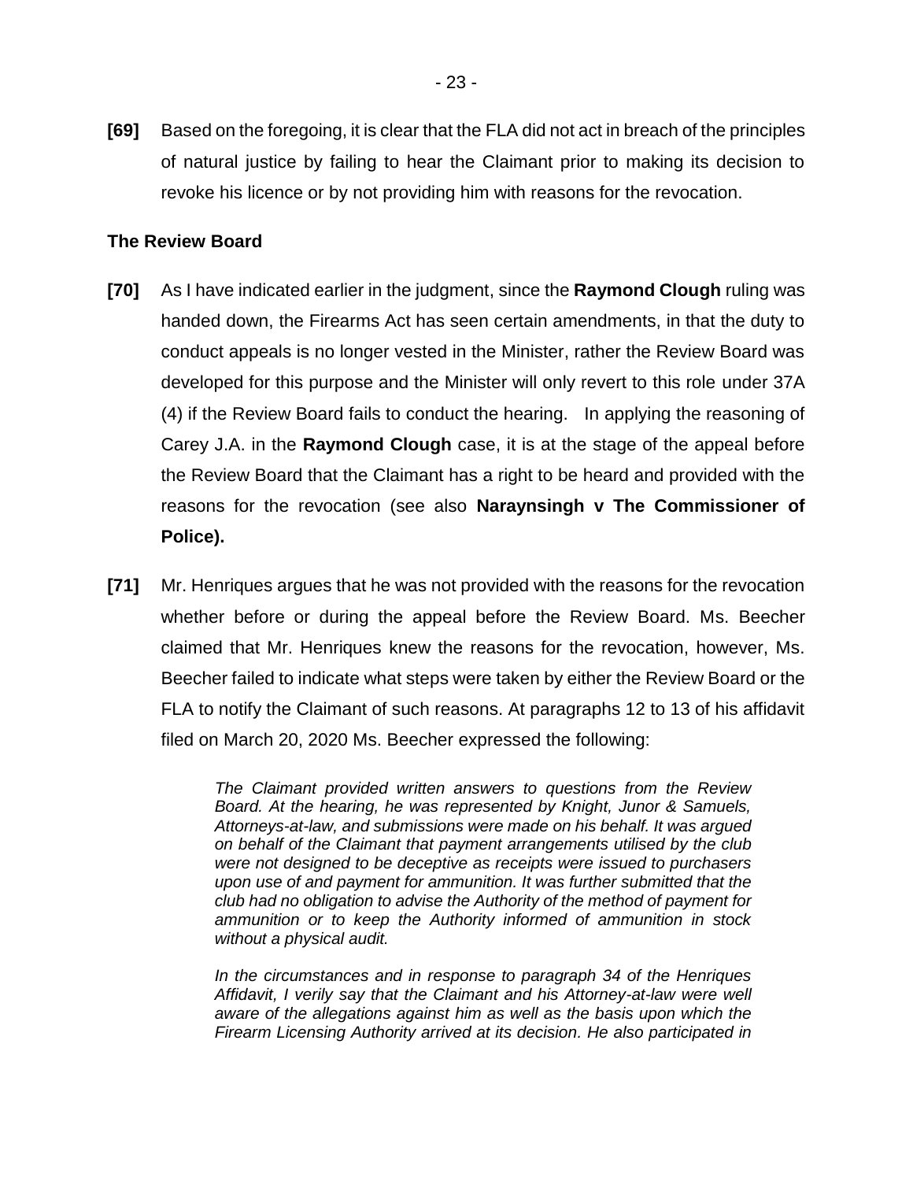**[69]** Based on the foregoing, it is clear that the FLA did not act in breach of the principles of natural justice by failing to hear the Claimant prior to making its decision to revoke his licence or by not providing him with reasons for the revocation.

**The Review Board**

**[70]** As I have indicated earlier in the judgment, since the **Raymond Clough** ruling was handed down, the Firearms Act has seen certain amendments, in that the duty to conduct appeals is no longer vested in the Minister, rather the Review Board was developed for this purpose and the Minister will only revert to this role under 37A (4) if the Review Board fails to conduct the hearing. In applying the reasoning of Carey J.A. in the **Raymond Clough** case, it is at the stage of the appeal before the Review Board that the Claimant has a right to be heard and provided with the reasons for the revocation (see also **Naraynsingh v The Commissioner of Police).**

**[71]** Mr. Henriques argues that he was not provided with the reasons for the revocation whether before or during the appeal before the Review Board. Ms. Beecher claimed that Mr. Henriques knew the reasons for the revocation, however, Ms. Beecher failed to indicate what steps were taken by either the Review Board or the FLA to notify the Claimant of such reasons. At paragraphs 12 to 13 of his affidavit filed on March 20, 2020 Ms. Beecher expressed the following:

> *The Claimant provided written answers to questions from the Review Board. At the hearing, he was represented by Knight, Junor & Samuels, Attorneys-at-law, and submissions were made on his behalf. It was argued on behalf of the Claimant that payment arrangements utilised by the club were not designed to be deceptive as receipts were issued to purchasers upon use of and payment for ammunition. It was further submitted that the club had no obligation to advise the Authority of the method of payment for ammunition or to keep the Authority informed of ammunition in stock without a physical audit.*
>
> *In the circumstances and in response to paragraph 34 of the Henriques Affidavit, I verily say that the Claimant and his Attorney-at-law were well aware of the allegations against him as well as the basis upon which the Firearm Licensing Authority arrived at its decision. He also participated in*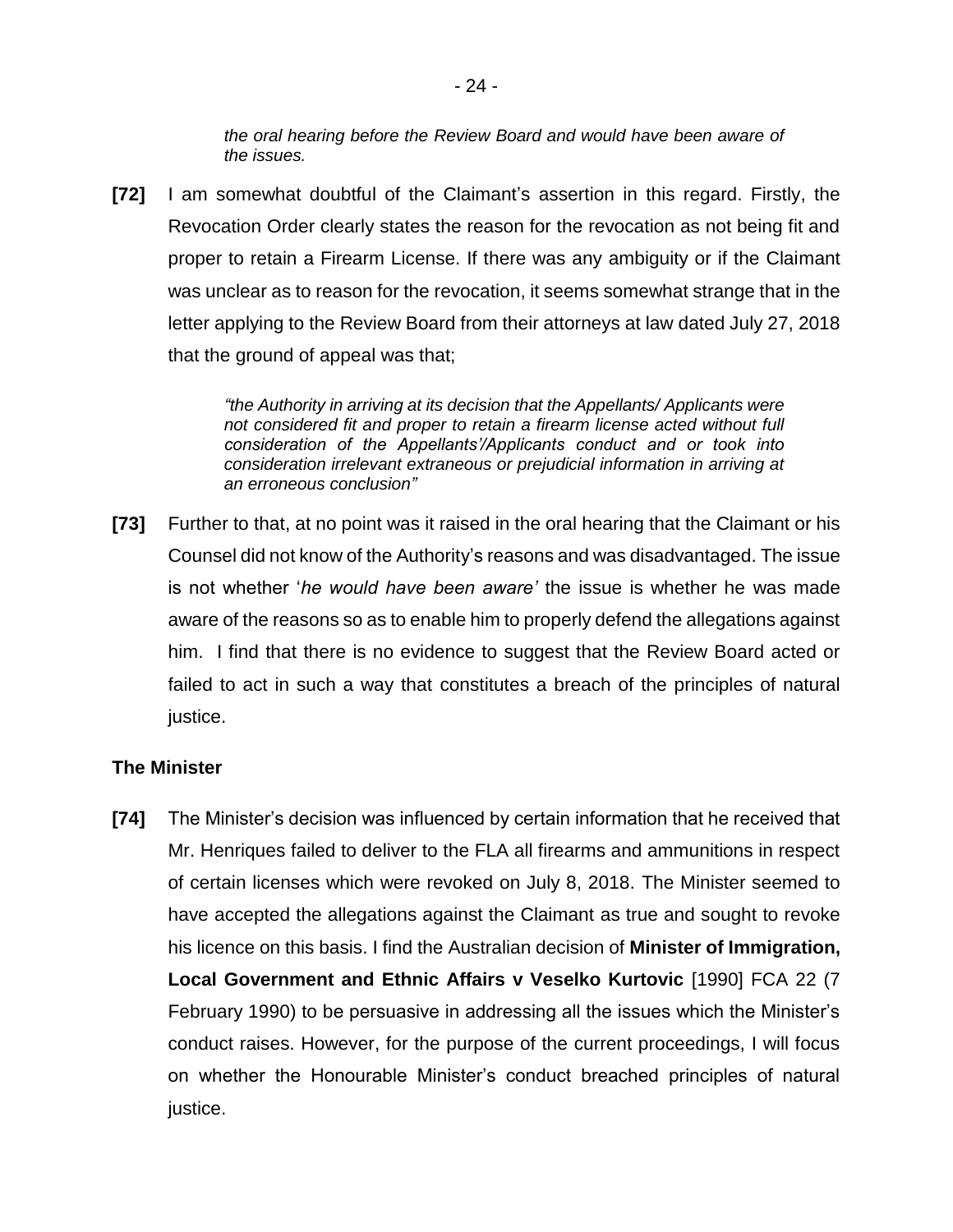*the oral hearing before the Review Board and would have been aware of the issues.*

**[72]** I am somewhat doubtful of the Claimant's assertion in this regard. Firstly, the Revocation Order clearly states the reason for the revocation as not being fit and proper to retain a Firearm License. If there was any ambiguity or if the Claimant was unclear as to reason for the revocation, it seems somewhat strange that in the letter applying to the Review Board from their attorneys at law dated July 27, 2018 that the ground of appeal was that;

> *"the Authority in arriving at its decision that the Appellants/ Applicants were not considered fit and proper to retain a firearm license acted without full consideration of the Appellants'/Applicants conduct and or took into consideration irrelevant extraneous or prejudicial information in arriving at an erroneous conclusion"*

**[73]** Further to that, at no point was it raised in the oral hearing that the Claimant or his Counsel did not know of the Authority's reasons and was disadvantaged. The issue is not whether '*he would have been aware'* the issue is whether he was made aware of the reasons so as to enable him to properly defend the allegations against him. I find that there is no evidence to suggest that the Review Board acted or failed to act in such a way that constitutes a breach of the principles of natural justice.

### The Minister

**[74]** The Minister's decision was influenced by certain information that he received that Mr. Henriques failed to deliver to the FLA all firearms and ammunitions in respect of certain licenses which were revoked on July 8, 2018. The Minister seemed to have accepted the allegations against the Claimant as true and sought to revoke his licence on this basis. I find the Australian decision of **Minister of Immigration, Local Government and Ethnic Affairs v Veselko Kurtovic** [1990] FCA 22 (7 February 1990) to be persuasive in addressing all the issues which the Minister's conduct raises. However, for the purpose of the current proceedings, I will focus on whether the Honourable Minister's conduct breached principles of natural justice.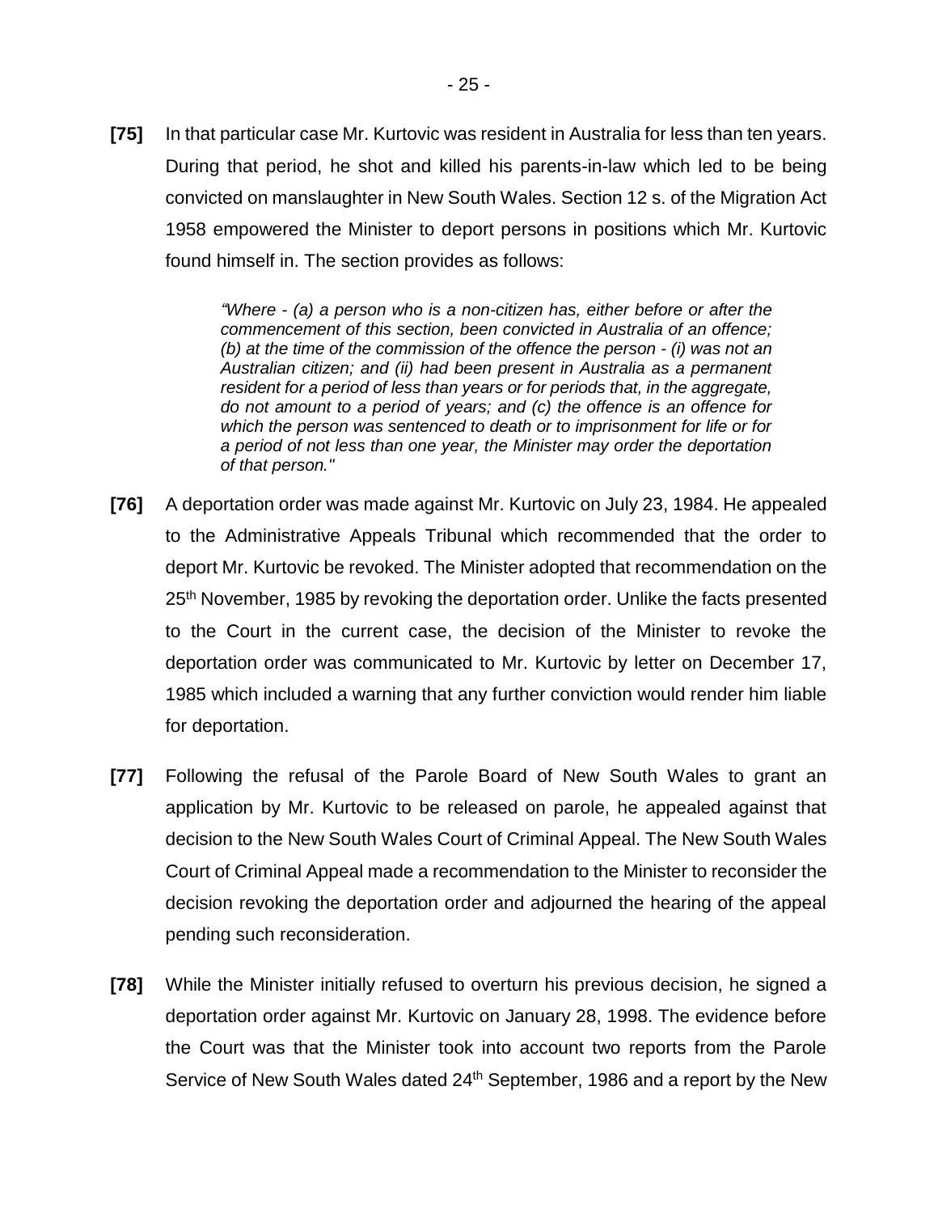**[75]** In that particular case Mr. Kurtovic was resident in Australia for less than ten years. During that period, he shot and killed his parents-in-law which led to be being convicted on manslaughter in New South Wales. Section 12 s. of the Migration Act 1958 empowered the Minister to deport persons in positions which Mr. Kurtovic found himself in. The section provides as follows:

> *"Where - (a) a person who is a non-citizen has, either before or after the commencement of this section, been convicted in Australia of an offence; (b) at the time of the commission of the offence the person - (i) was not an Australian citizen; and (ii) had been present in Australia as a permanent resident for a period of less than years or for periods that, in the aggregate, do not amount to a period of years; and (c) the offence is an offence for which the person was sentenced to death or to imprisonment for life or for a period of not less than one year, the Minister may order the deportation of that person."*

**[76]** A deportation order was made against Mr. Kurtovic on July 23, 1984. He appealed to the Administrative Appeals Tribunal which recommended that the order to deport Mr. Kurtovic be revoked. The Minister adopted that recommendation on the 25th November, 1985 by revoking the deportation order. Unlike the facts presented to the Court in the current case, the decision of the Minister to revoke the deportation order was communicated to Mr. Kurtovic by letter on December 17, 1985 which included a warning that any further conviction would render him liable for deportation.

**[77]** Following the refusal of the Parole Board of New South Wales to grant an application by Mr. Kurtovic to be released on parole, he appealed against that decision to the New South Wales Court of Criminal Appeal. The New South Wales Court of Criminal Appeal made a recommendation to the Minister to reconsider the decision revoking the deportation order and adjourned the hearing of the appeal pending such reconsideration.

**[78]** While the Minister initially refused to overturn his previous decision, he signed a deportation order against Mr. Kurtovic on January 28, 1998. The evidence before the Court was that the Minister took into account two reports from the Parole Service of New South Wales dated 24th September, 1986 and a report by the New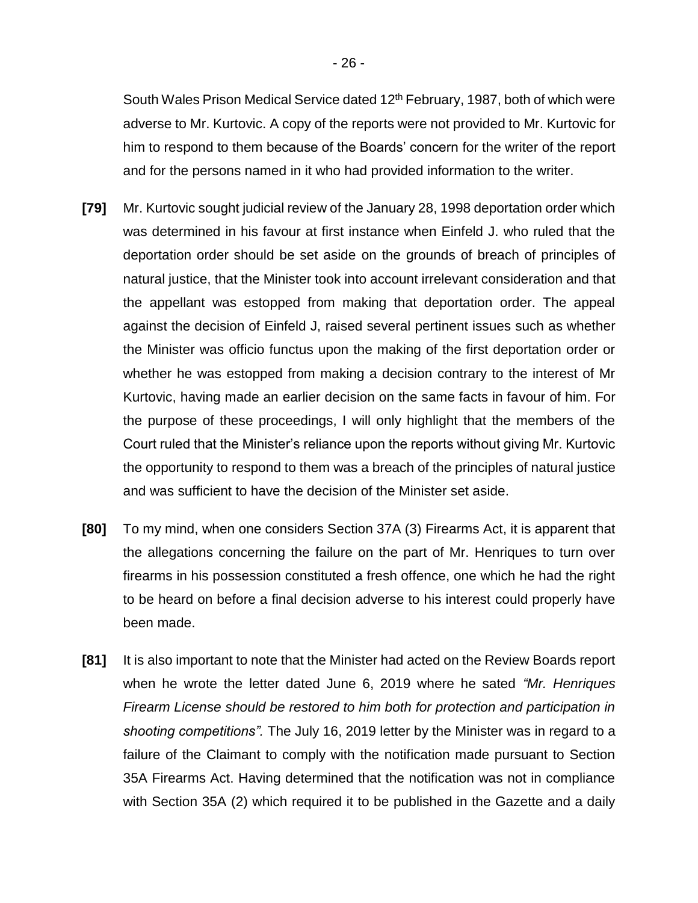South Wales Prison Medical Service dated 12th February, 1987, both of which were adverse to Mr. Kurtovic. A copy of the reports were not provided to Mr. Kurtovic for him to respond to them because of the Boards' concern for the writer of the report and for the persons named in it who had provided information to the writer.

**[79]** Mr. Kurtovic sought judicial review of the January 28, 1998 deportation order which was determined in his favour at first instance when Einfeld J. who ruled that the deportation order should be set aside on the grounds of breach of principles of natural justice, that the Minister took into account irrelevant consideration and that the appellant was estopped from making that deportation order. The appeal against the decision of Einfeld J, raised several pertinent issues such as whether the Minister was officio functus upon the making of the first deportation order or whether he was estopped from making a decision contrary to the interest of Mr Kurtovic, having made an earlier decision on the same facts in favour of him. For the purpose of these proceedings, I will only highlight that the members of the Court ruled that the Minister's reliance upon the reports without giving Mr. Kurtovic the opportunity to respond to them was a breach of the principles of natural justice and was sufficient to have the decision of the Minister set aside.

**[80]** To my mind, when one considers Section 37A (3) Firearms Act, it is apparent that the allegations concerning the failure on the part of Mr. Henriques to turn over firearms in his possession constituted a fresh offence, one which he had the right to be heard on before a final decision adverse to his interest could properly have been made.

**[81]** It is also important to note that the Minister had acted on the Review Boards report when he wrote the letter dated June 6, 2019 where he sated *"Mr. Henriques Firearm License should be restored to him both for protection and participation in shooting competitions".* The July 16, 2019 letter by the Minister was in regard to a failure of the Claimant to comply with the notification made pursuant to Section 35A Firearms Act. Having determined that the notification was not in compliance with Section 35A (2) which required it to be published in the Gazette and a daily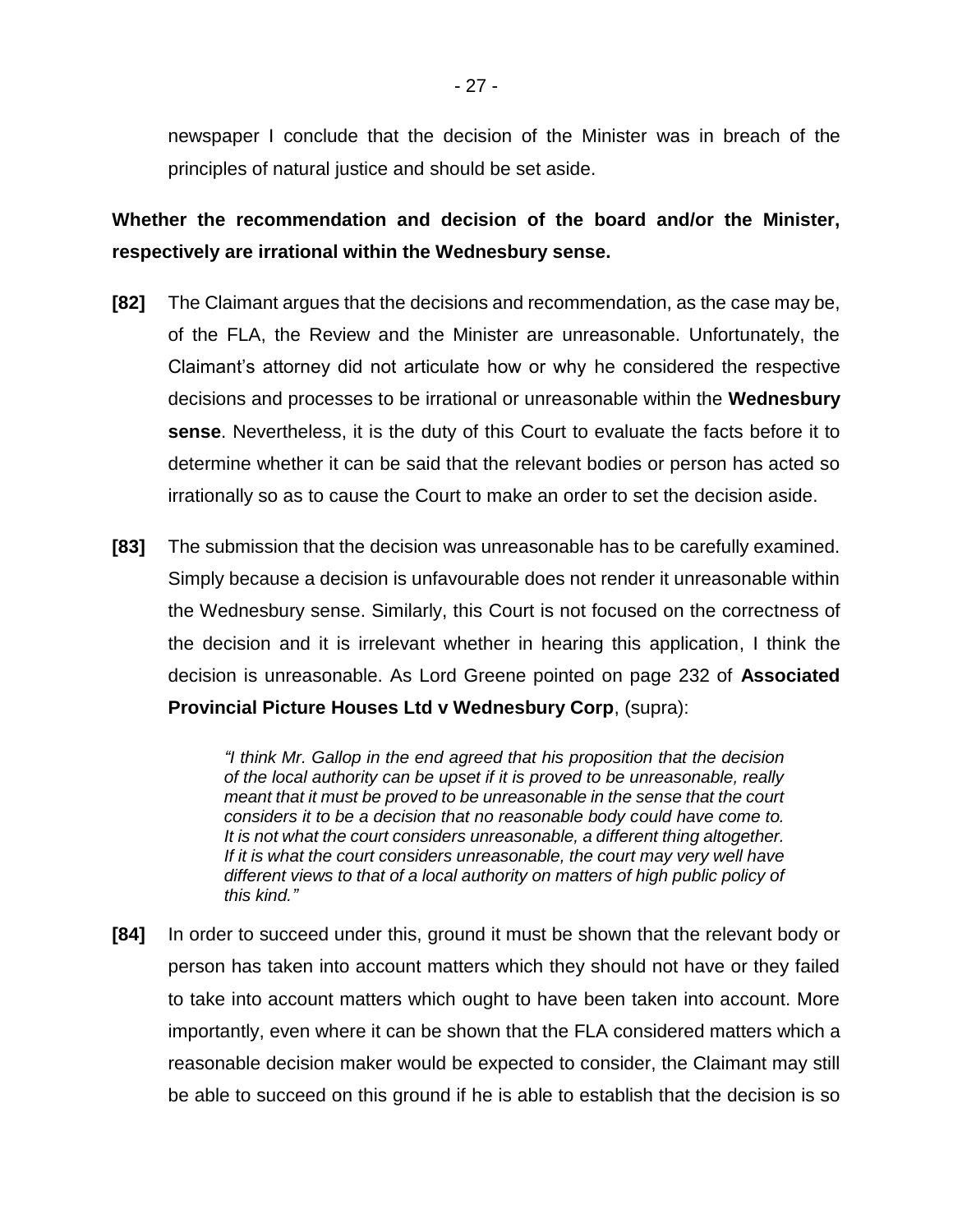newspaper I conclude that the decision of the Minister was in breach of the principles of natural justice and should be set aside.

**Whether the recommendation and decision of the board and/or the Minister, respectively are irrational within the Wednesbury sense.**

**[82]** The Claimant argues that the decisions and recommendation, as the case may be, of the FLA, the Review and the Minister are unreasonable. Unfortunately, the Claimant's attorney did not articulate how or why he considered the respective decisions and processes to be irrational or unreasonable within the **Wednesbury sense**. Nevertheless, it is the duty of this Court to evaluate the facts before it to determine whether it can be said that the relevant bodies or person has acted so irrationally so as to cause the Court to make an order to set the decision aside.

**[83]** The submission that the decision was unreasonable has to be carefully examined. Simply because a decision is unfavourable does not render it unreasonable within the Wednesbury sense. Similarly, this Court is not focused on the correctness of the decision and it is irrelevant whether in hearing this application, I think the decision is unreasonable. As Lord Greene pointed on page 232 of **Associated Provincial Picture Houses Ltd v Wednesbury Corp**, (supra):

> *"I think Mr. Gallop in the end agreed that his proposition that the decision of the local authority can be upset if it is proved to be unreasonable, really meant that it must be proved to be unreasonable in the sense that the court considers it to be a decision that no reasonable body could have come to. It is not what the court considers unreasonable, a different thing altogether. If it is what the court considers unreasonable, the court may very well have different views to that of a local authority on matters of high public policy of this kind."*

**[84]** In order to succeed under this, ground it must be shown that the relevant body or person has taken into account matters which they should not have or they failed to take into account matters which ought to have been taken into account. More importantly, even where it can be shown that the FLA considered matters which a reasonable decision maker would be expected to consider, the Claimant may still be able to succeed on this ground if he is able to establish that the decision is so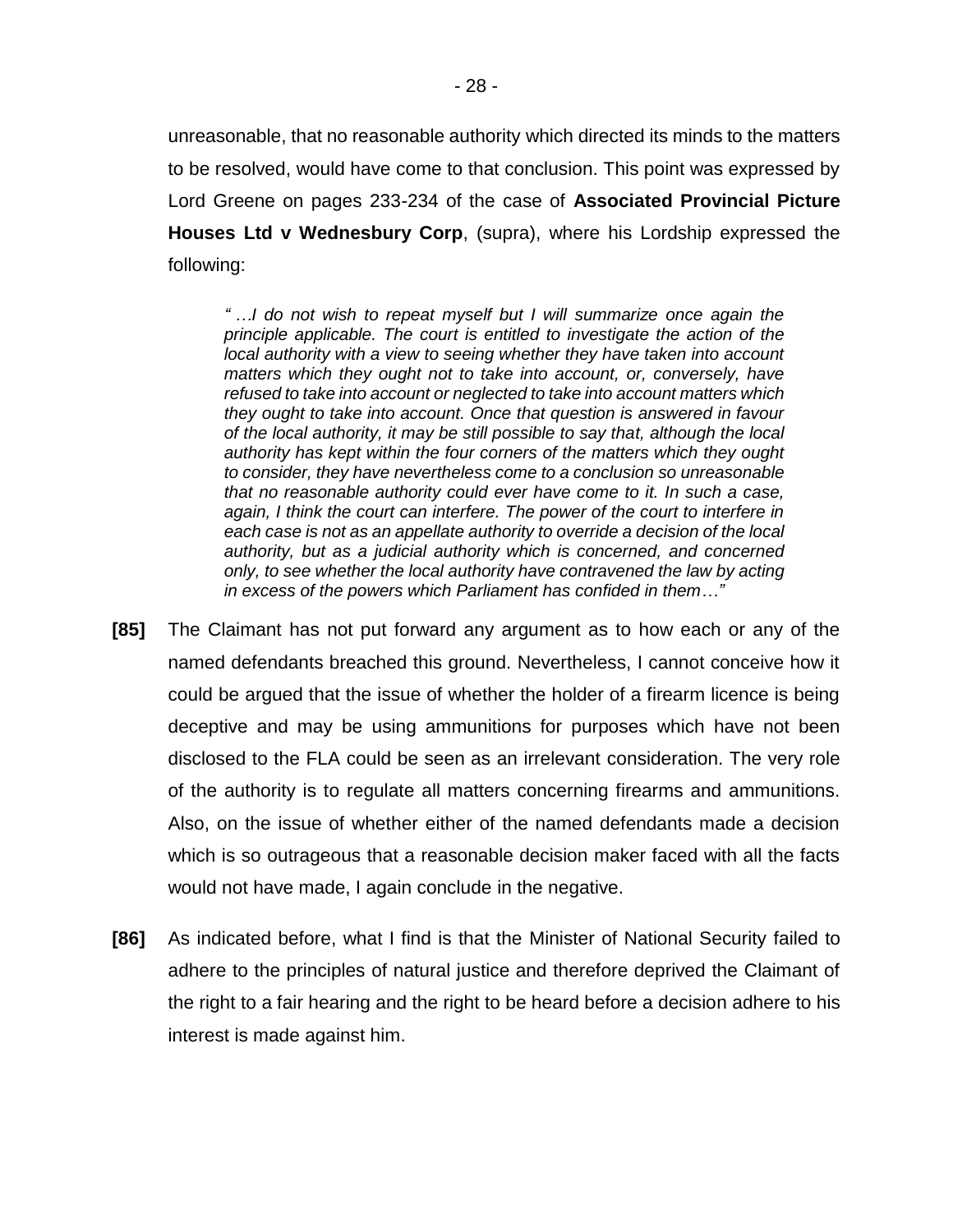unreasonable, that no reasonable authority which directed its minds to the matters to be resolved, would have come to that conclusion. This point was expressed by Lord Greene on pages 233-234 of the case of **Associated Provincial Picture Houses Ltd v Wednesbury Corp**, (supra), where his Lordship expressed the following:

> *" …I do not wish to repeat myself but I will summarize once again the principle applicable. The court is entitled to investigate the action of the local authority with a view to seeing whether they have taken into account matters which they ought not to take into account, or, conversely, have refused to take into account or neglected to take into account matters which they ought to take into account. Once that question is answered in favour of the local authority, it may be still possible to say that, although the local authority has kept within the four corners of the matters which they ought to consider, they have nevertheless come to a conclusion so unreasonable that no reasonable authority could ever have come to it. In such a case, again, I think the court can interfere. The power of the court to interfere in each case is not as an appellate authority to override a decision of the local authority, but as a judicial authority which is concerned, and concerned only, to see whether the local authority have contravened the law by acting in excess of the powers which Parliament has confided in them…"*

**[85]** The Claimant has not put forward any argument as to how each or any of the named defendants breached this ground. Nevertheless, I cannot conceive how it could be argued that the issue of whether the holder of a firearm licence is being deceptive and may be using ammunitions for purposes which have not been disclosed to the FLA could be seen as an irrelevant consideration. The very role of the authority is to regulate all matters concerning firearms and ammunitions. Also, on the issue of whether either of the named defendants made a decision which is so outrageous that a reasonable decision maker faced with all the facts would not have made, I again conclude in the negative.

**[86]** As indicated before, what I find is that the Minister of National Security failed to adhere to the principles of natural justice and therefore deprived the Claimant of the right to a fair hearing and the right to be heard before a decision adhere to his interest is made against him.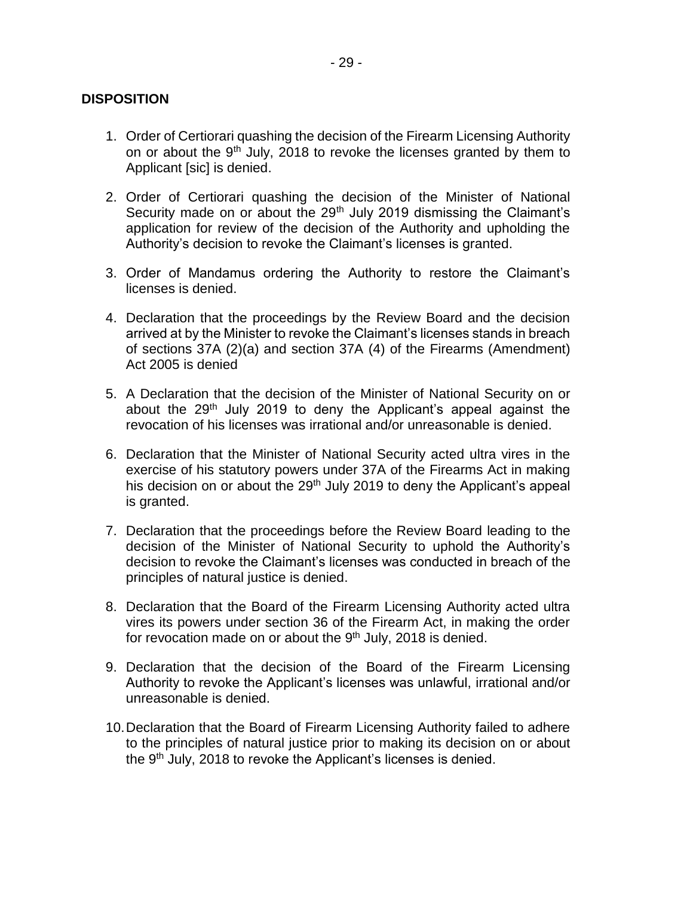## DISPOSITION

1. Order of Certiorari quashing the decision of the Firearm Licensing Authority on or about the 9th July, 2018 to revoke the licenses granted by them to Applicant [sic] is denied.

2. Order of Certiorari quashing the decision of the Minister of National Security made on or about the 29th July 2019 dismissing the Claimant's application for review of the decision of the Authority and upholding the Authority's decision to revoke the Claimant's licenses is granted.

3. Order of Mandamus ordering the Authority to restore the Claimant's licenses is denied.

4. Declaration that the proceedings by the Review Board and the decision arrived at by the Minister to revoke the Claimant's licenses stands in breach of sections 37A (2)(a) and section 37A (4) of the Firearms (Amendment) Act 2005 is denied

5. A Declaration that the decision of the Minister of National Security on or about the 29th July 2019 to deny the Applicant's appeal against the revocation of his licenses was irrational and/or unreasonable is denied.

6. Declaration that the Minister of National Security acted ultra vires in the exercise of his statutory powers under 37A of the Firearms Act in making his decision on or about the 29th July 2019 to deny the Applicant's appeal is granted.

7. Declaration that the proceedings before the Review Board leading to the decision of the Minister of National Security to uphold the Authority's decision to revoke the Claimant's licenses was conducted in breach of the principles of natural justice is denied.

8. Declaration that the Board of the Firearm Licensing Authority acted ultra vires its powers under section 36 of the Firearm Act, in making the order for revocation made on or about the 9th July, 2018 is denied.

9. Declaration that the decision of the Board of the Firearm Licensing Authority to revoke the Applicant's licenses was unlawful, irrational and/or unreasonable is denied.

10. Declaration that the Board of Firearm Licensing Authority failed to adhere to the principles of natural justice prior to making its decision on or about the 9th July, 2018 to revoke the Applicant's licenses is denied.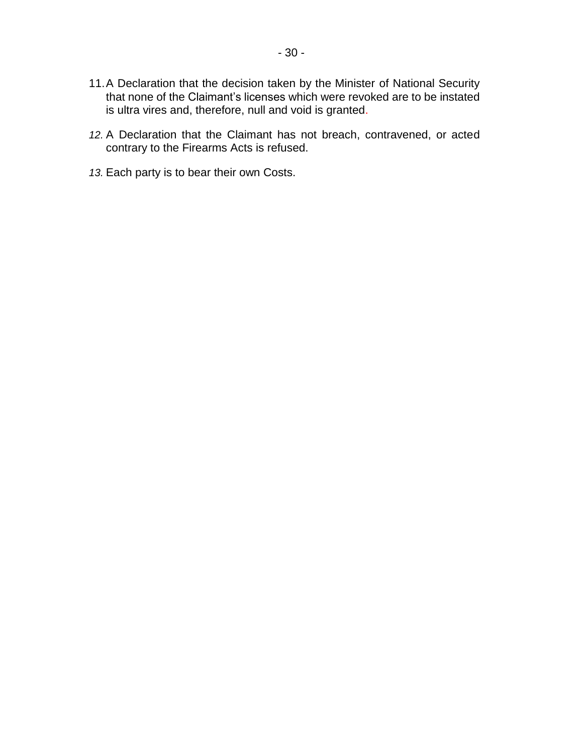11. A Declaration that the decision taken by the Minister of National Security that none of the Claimant's licenses which were revoked are to be instated is ultra vires and, therefore, null and void is granted.

12. A Declaration that the Claimant has not breach, contravened, or acted contrary to the Firearms Acts is refused.

13. Each party is to bear their own Costs.